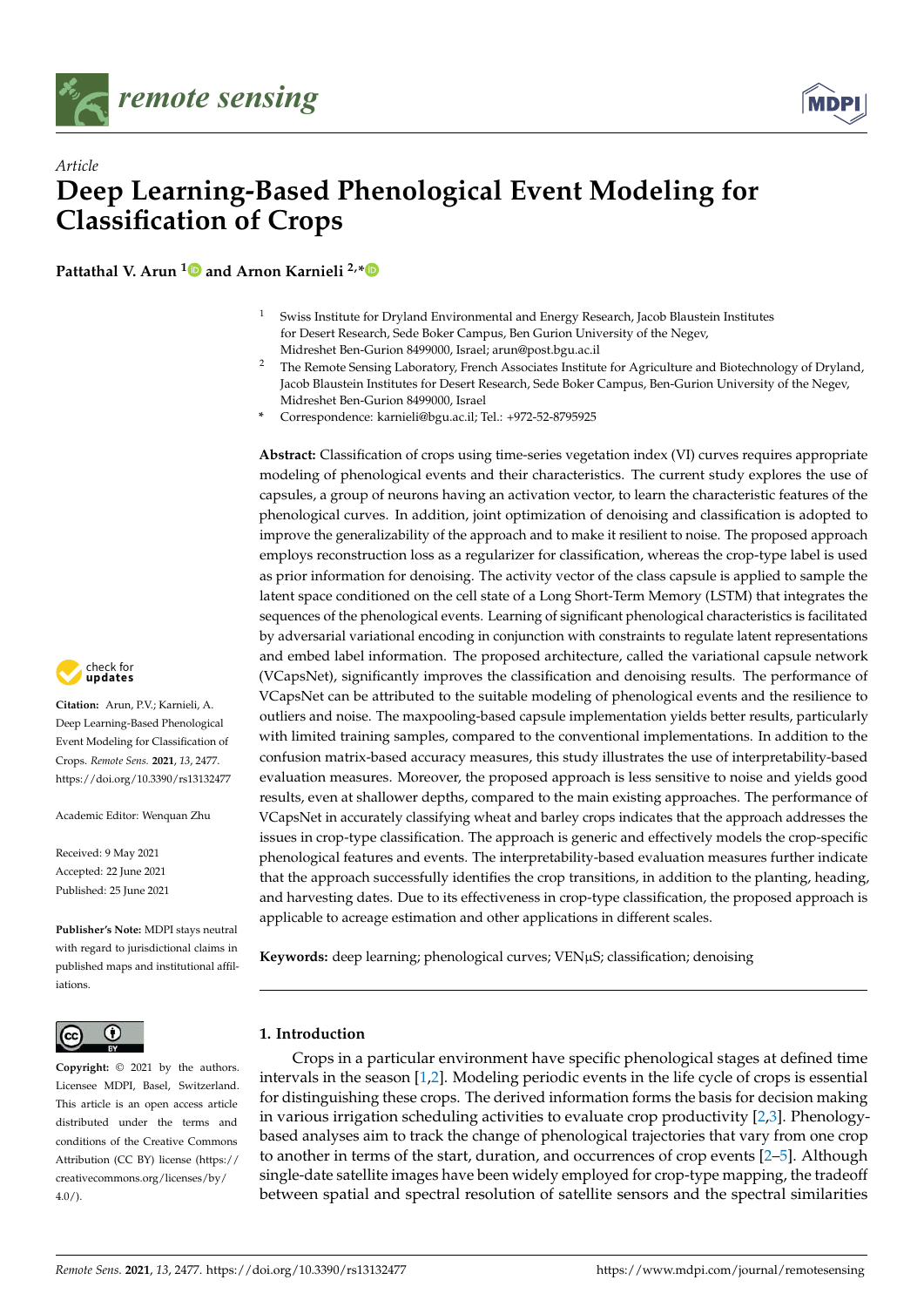*remote sensing*

*Article*

# Deep Learning-Based Phenological Event Modeling for Classification of Crops

**Pattathal V. Arun [1] and Arnon Karnieli [2,*]**

[1] Swiss Institute for Dryland Environmental and Energy Research, Jacob Blaustein Institutes for Desert Research, Sede Boker Campus, Ben Gurion University of the Negev, Midreshet Ben-Gurion 8499000, Israel; arun@post.bgu.ac.il

[2] The Remote Sensing Laboratory, French Associates Institute for Agriculture and Biotechnology of Dryland, Jacob Blaustein Institutes for Desert Research, Sede Boker Campus, Ben-Gurion University of the Negev, Midreshet Ben-Gurion 8499000, Israel

[*] Correspondence: karnieli@bgu.ac.il; Tel.: +972-52-8795925

**Abstract:** Classification of crops using time-series vegetation index (VI) curves requires appropriate modeling of phenological events and their characteristics. The current study explores the use of capsules, a group of neurons having an activation vector, to learn the characteristic features of the phenological curves. In addition, joint optimization of denoising and classification is adopted to improve the generalizability of the approach and to make it resilient to noise. The proposed approach employs reconstruction loss as a regularizer for classification, whereas the crop-type label is used as prior information for denoising. The activity vector of the class capsule is applied to sample the latent space conditioned on the cell state of a Long Short-Term Memory (LSTM) that integrates the sequences of the phenological events. Learning of significant phenological characteristics is facilitated by adversarial variational encoding in conjunction with constraints to regulate latent representations and embed label information. The proposed architecture, called the variational capsule network (VCapsNet), significantly improves the classification and denoising results. The performance of VCapsNet can be attributed to the suitable modeling of phenological events and the resilience to outliers and noise. The maxpooling-based capsule implementation yields better results, particularly with limited training samples, compared to the conventional implementations. In addition to the confusion matrix-based accuracy measures, this study illustrates the use of interpretability-based evaluation measures. Moreover, the proposed approach is less sensitive to noise and yields good results, even at shallower depths, compared to the main existing approaches. The performance of VCapsNet in accurately classifying wheat and barley crops indicates that the approach addresses the issues in crop-type classification. The approach is generic and effectively models the crop-specific phenological features and events. The interpretability-based evaluation measures further indicate that the approach successfully identifies the crop transitions, in addition to the planting, heading, and harvesting dates. Due to its effectiveness in crop-type classification, the proposed approach is applicable to acreage estimation and other applications in different scales.

**Keywords:** deep learning; phenological curves; VENμS; classification; denoising

**Citation:** Arun, P.V.; Karnieli, A. Deep Learning-Based Phenological Event Modeling for Classification of Crops. *Remote Sens.* **2021**, *13*, 2477. https://doi.org/10.3390/rs13132477

Academic Editor: Wenquan Zhu

Received: 9 May 2021
Accepted: 22 June 2021
Published: 25 June 2021

**Publisher's Note:** MDPI stays neutral with regard to jurisdictional claims in published maps and institutional affiliations.

**Copyright:** © 2021 by the authors. Licensee MDPI, Basel, Switzerland. This article is an open access article distributed under the terms and conditions of the Creative Commons Attribution (CC BY) license (https://creativecommons.org/licenses/by/4.0/).

## 1. Introduction

Crops in a particular environment have specific phenological stages at defined time intervals in the season [1,2]. Modeling periodic events in the life cycle of crops is essential for distinguishing these crops. The derived information forms the basis for decision making in various irrigation scheduling activities to evaluate crop productivity [2,3]. Phenology-based analyses aim to track the change of phenological trajectories that vary from one crop to another in terms of the start, duration, and occurrences of crop events [2–5]. Although single-date satellite images have been widely employed for crop-type mapping, the tradeoff between spatial and spectral resolution of satellite sensors and the spectral similarities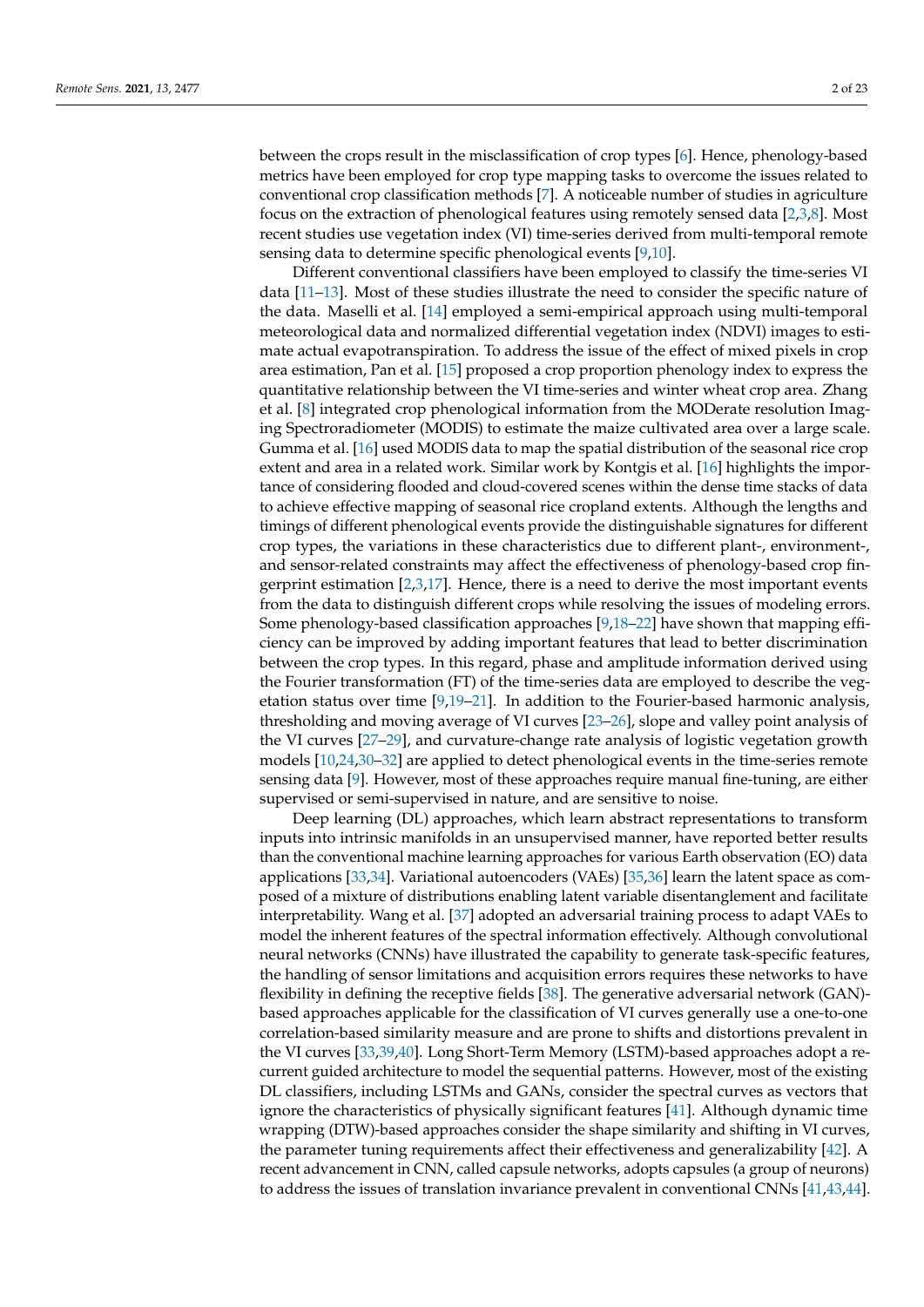between the crops result in the misclassification of crop types [6]. Hence, phenology-based metrics have been employed for crop type mapping tasks to overcome the issues related to conventional crop classification methods [7]. A noticeable number of studies in agriculture focus on the extraction of phenological features using remotely sensed data [2,3,8]. Most recent studies use vegetation index (VI) time-series derived from multi-temporal remote sensing data to determine specific phenological events [9,10].

Different conventional classifiers have been employed to classify the time-series VI data [11–13]. Most of these studies illustrate the need to consider the specific nature of the data. Maselli et al. [14] employed a semi-empirical approach using multi-temporal meteorological data and normalized differential vegetation index (NDVI) images to estimate actual evapotranspiration. To address the issue of the effect of mixed pixels in crop area estimation, Pan et al. [15] proposed a crop proportion phenology index to express the quantitative relationship between the VI time-series and winter wheat crop area. Zhang et al. [8] integrated crop phenological information from the MODerate resolution Imaging Spectroradiometer (MODIS) to estimate the maize cultivated area over a large scale. Gumma et al. [16] used MODIS data to map the spatial distribution of the seasonal rice crop extent and area in a related work. Similar work by Kontgis et al. [16] highlights the importance of considering flooded and cloud-covered scenes within the dense time stacks of data to achieve effective mapping of seasonal rice cropland extents. Although the lengths and timings of different phenological events provide the distinguishable signatures for different crop types, the variations in these characteristics due to different plant-, environment-, and sensor-related constraints may affect the effectiveness of phenology-based crop fingerprint estimation [2,3,17]. Hence, there is a need to derive the most important events from the data to distinguish different crops while resolving the issues of modeling errors. Some phenology-based classification approaches [9,18–22] have shown that mapping efficiency can be improved by adding important features that lead to better discrimination between the crop types. In this regard, phase and amplitude information derived using the Fourier transformation (FT) of the time-series data are employed to describe the vegetation status over time [9,19–21]. In addition to the Fourier-based harmonic analysis, thresholding and moving average of VI curves [23–26], slope and valley point analysis of the VI curves [27–29], and curvature-change rate analysis of logistic vegetation growth models [10,24,30–32] are applied to detect phenological events in the time-series remote sensing data [9]. However, most of these approaches require manual fine-tuning, are either supervised or semi-supervised in nature, and are sensitive to noise.

Deep learning (DL) approaches, which learn abstract representations to transform inputs into intrinsic manifolds in an unsupervised manner, have reported better results than the conventional machine learning approaches for various Earth observation (EO) data applications [33,34]. Variational autoencoders (VAEs) [35,36] learn the latent space as composed of a mixture of distributions enabling latent variable disentanglement and facilitate interpretability. Wang et al. [37] adopted an adversarial training process to adapt VAEs to model the inherent features of the spectral information effectively. Although convolutional neural networks (CNNs) have illustrated the capability to generate task-specific features, the handling of sensor limitations and acquisition errors requires these networks to have flexibility in defining the receptive fields [38]. The generative adversarial network (GAN)-based approaches applicable for the classification of VI curves generally use a one-to-one correlation-based similarity measure and are prone to shifts and distortions prevalent in the VI curves [33,39,40]. Long Short-Term Memory (LSTM)-based approaches adopt a recurrent guided architecture to model the sequential patterns. However, most of the existing DL classifiers, including LSTMs and GANs, consider the spectral curves as vectors that ignore the characteristics of physically significant features [41]. Although dynamic time wrapping (DTW)-based approaches consider the shape similarity and shifting in VI curves, the parameter tuning requirements affect their effectiveness and generalizability [42]. A recent advancement in CNN, called capsule networks, adopts capsules (a group of neurons) to address the issues of translation invariance prevalent in conventional CNNs [41,43,44].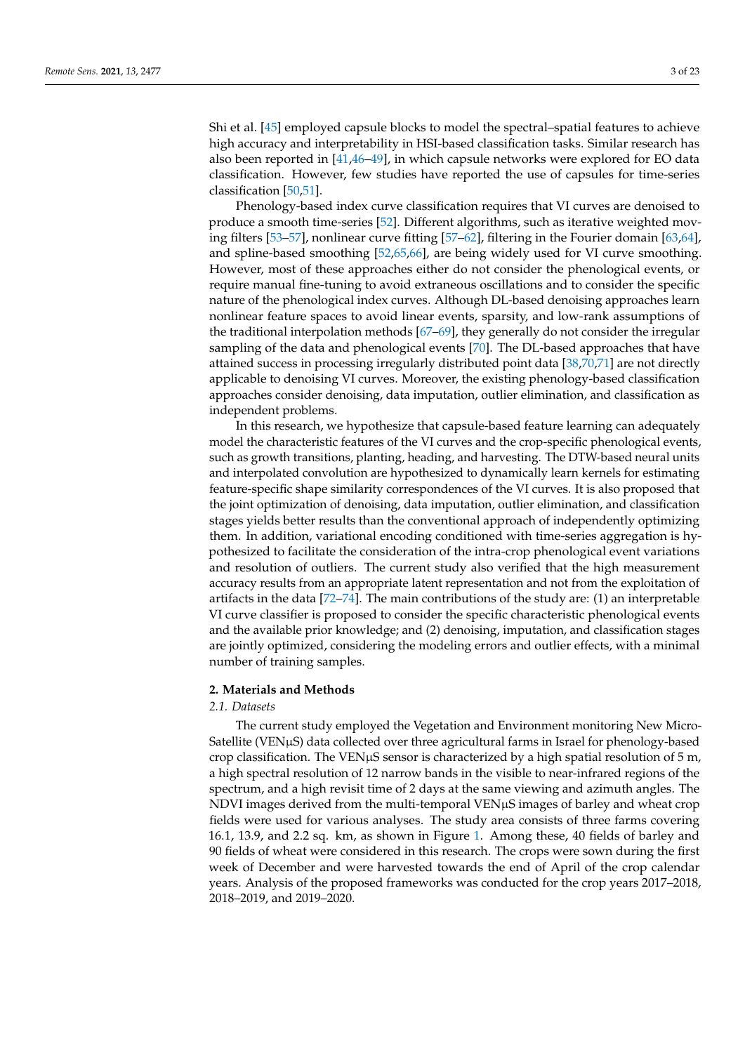Shi et al. [45] employed capsule blocks to model the spectral–spatial features to achieve high accuracy and interpretability in HSI-based classification tasks. Similar research has also been reported in [41,46–49], in which capsule networks were explored for EO data classification. However, few studies have reported the use of capsules for time-series classification [50,51].

Phenology-based index curve classification requires that VI curves are denoised to produce a smooth time-series [52]. Different algorithms, such as iterative weighted moving filters [53–57], nonlinear curve fitting [57–62], filtering in the Fourier domain [63,64], and spline-based smoothing [52,65,66], are being widely used for VI curve smoothing. However, most of these approaches either do not consider the phenological events, or require manual fine-tuning to avoid extraneous oscillations and to consider the specific nature of the phenological index curves. Although DL-based denoising approaches learn nonlinear feature spaces to avoid linear events, sparsity, and low-rank assumptions of the traditional interpolation methods [67–69], they generally do not consider the irregular sampling of the data and phenological events [70]. The DL-based approaches that have attained success in processing irregularly distributed point data [38,70,71] are not directly applicable to denoising VI curves. Moreover, the existing phenology-based classification approaches consider denoising, data imputation, outlier elimination, and classification as independent problems.

In this research, we hypothesize that capsule-based feature learning can adequately model the characteristic features of the VI curves and the crop-specific phenological events, such as growth transitions, planting, heading, and harvesting. The DTW-based neural units and interpolated convolution are hypothesized to dynamically learn kernels for estimating feature-specific shape similarity correspondences of the VI curves. It is also proposed that the joint optimization of denoising, data imputation, outlier elimination, and classification stages yields better results than the conventional approach of independently optimizing them. In addition, variational encoding conditioned with time-series aggregation is hypothesized to facilitate the consideration of the intra-crop phenological event variations and resolution of outliers. The current study also verified that the high measurement accuracy results from an appropriate latent representation and not from the exploitation of artifacts in the data [72–74]. The main contributions of the study are: (1) an interpretable VI curve classifier is proposed to consider the specific characteristic phenological events and the available prior knowledge; and (2) denoising, imputation, and classification stages are jointly optimized, considering the modeling errors and outlier effects, with a minimal number of training samples.

## 2. Materials and Methods

### *2.1. Datasets*

The current study employed the Vegetation and Environment monitoring New Micro-Satellite (VENμS) data collected over three agricultural farms in Israel for phenology-based crop classification. The VENμS sensor is characterized by a high spatial resolution of 5 m, a high spectral resolution of 12 narrow bands in the visible to near-infrared regions of the spectrum, and a high revisit time of 2 days at the same viewing and azimuth angles. The NDVI images derived from the multi-temporal VENμS images of barley and wheat crop fields were used for various analyses. The study area consists of three farms covering 16.1, 13.9, and 2.2 sq. km, as shown in Figure 1. Among these, 40 fields of barley and 90 fields of wheat were considered in this research. The crops were sown during the first week of December and were harvested towards the end of April of the crop calendar years. Analysis of the proposed frameworks was conducted for the crop years 2017–2018, 2018–2019, and 2019–2020.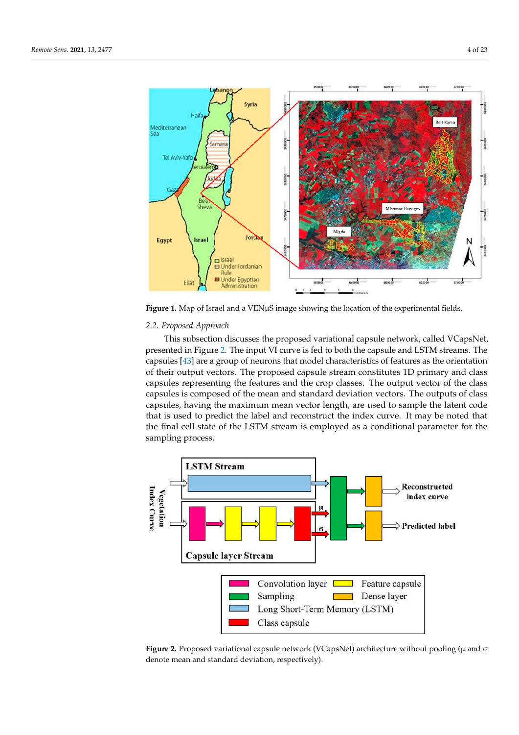**Figure 1.** Map of Israel and a VENμS image showing the location of the experimental fields.

### 2.2. Proposed Approach

This subsection discusses the proposed variational capsule network, called VCapsNet, presented in Figure 2. The input VI curve is fed to both the capsule and LSTM streams. The capsules [43] are a group of neurons that model characteristics of features as the orientation of their output vectors. The proposed capsule stream constitutes 1D primary and class capsules representing the features and the crop classes. The output vector of the class capsules is composed of the mean and standard deviation vectors. The outputs of class capsules, having the maximum mean vector length, are used to sample the latent code that is used to predict the label and reconstruct the index curve. It may be noted that the final cell state of the LSTM stream is employed as a conditional parameter for the sampling process.

**Figure 2.** Proposed variational capsule network (VCapsNet) architecture without pooling (μ and σ denote mean and standard deviation, respectively).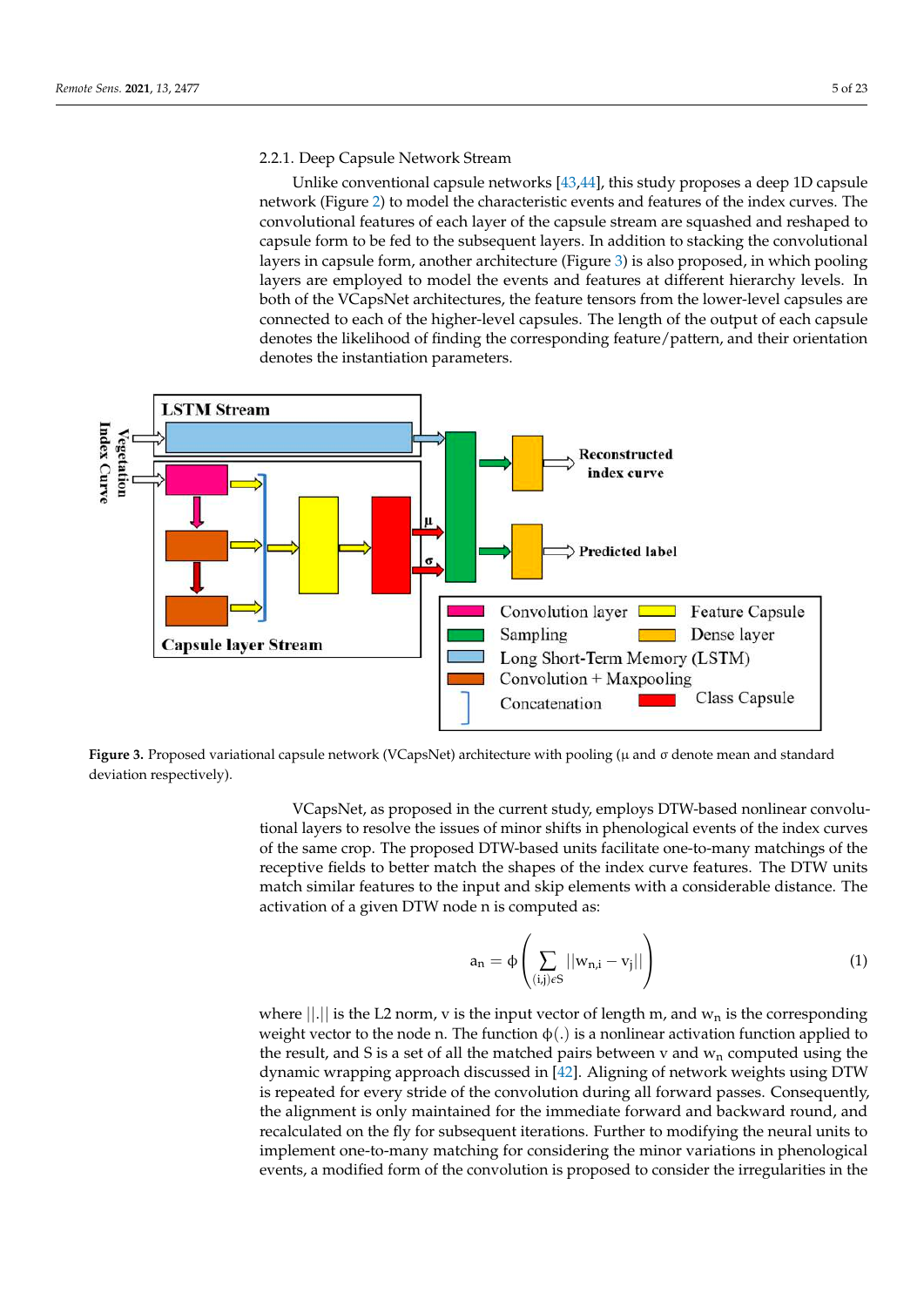### 2.2.1. Deep Capsule Network Stream

Unlike conventional capsule networks [43,44], this study proposes a deep 1D capsule network (Figure 2) to model the characteristic events and features of the index curves. The convolutional features of each layer of the capsule stream are squashed and reshaped to capsule form to be fed to the subsequent layers. In addition to stacking the convolutional layers in capsule form, another architecture (Figure 3) is also proposed, in which pooling layers are employed to model the events and features at different hierarchy levels. In both of the VCapsNet architectures, the feature tensors from the lower-level capsules are connected to each of the higher-level capsules. The length of the output of each capsule denotes the likelihood of finding the corresponding feature/pattern, and their orientation denotes the instantiation parameters.

**Figure 3.** Proposed variational capsule network (VCapsNet) architecture with pooling (μ and σ denote mean and standard deviation respectively).

VCapsNet, as proposed in the current study, employs DTW-based nonlinear convolutional layers to resolve the issues of minor shifts in phenological events of the index curves of the same crop. The proposed DTW-based units facilitate one-to-many matchings of the receptive fields to better match the shapes of the index curve features. The DTW units match similar features to the input and skip elements with a considerable distance. The activation of a given DTW node n is computed as:

$$a_n = \phi\left(\sum_{(i,j)\epsilon S} ||w_{n,i} - v_j||\right) \tag{1}$$

where $||.||$ is the L2 norm, v is the input vector of length m, and $w_n$ is the corresponding weight vector to the node n. The function $\phi(.)$ is a nonlinear activation function applied to the result, and S is a set of all the matched pairs between v and $w_n$ computed using the dynamic wrapping approach discussed in [42]. Aligning of network weights using DTW is repeated for every stride of the convolution during all forward passes. Consequently, the alignment is only maintained for the immediate forward and backward round, and recalculated on the fly for subsequent iterations. Further to modifying the neural units to implement one-to-many matching for considering the minor variations in phenological events, a modified form of the convolution is proposed to consider the irregularities in the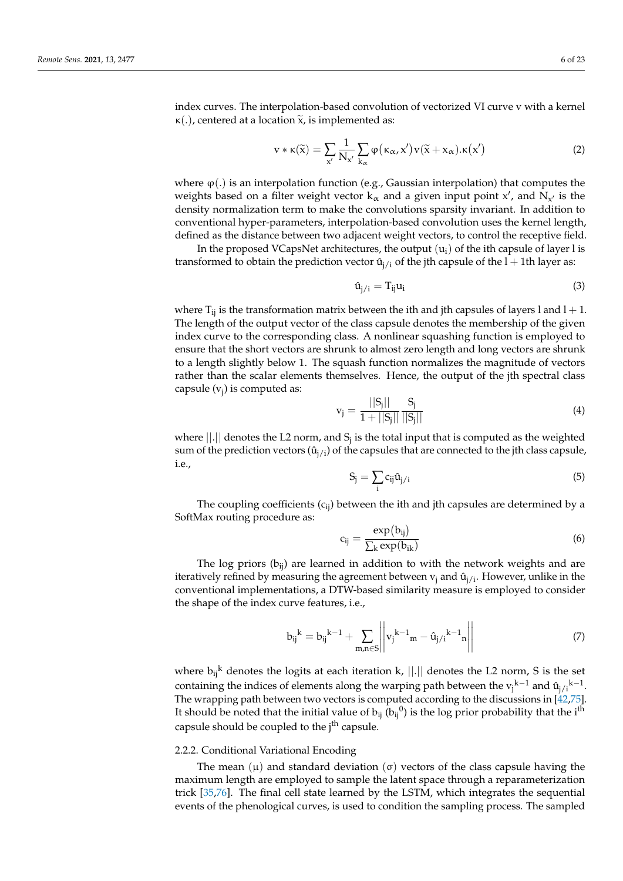index curves. The interpolation-based convolution of vectorized VI curve v with a kernel $\kappa(.)$, centered at a location $\widetilde{x}$, is implemented as:

$$v * \kappa(\widetilde{x}) = \sum_{x'} \frac{1}{N_{x'}} \sum_{k_\alpha} \varphi(\kappa_\alpha, x') v(\widetilde{x} + x_\alpha) . \kappa(x') \tag{2}$$

where $\varphi(.)$ is an interpolation function (e.g., Gaussian interpolation) that computes the weights based on a filter weight vector $k_\alpha$ and a given input point $x'$, and $N_{x'}$ is the density normalization term to make the convolutions sparsity invariant. In addition to conventional hyper-parameters, interpolation-based convolution uses the kernel length, defined as the distance between two adjacent weight vectors, to control the receptive field.

In the proposed VCapsNet architectures, the output $(u_i)$ of the ith capsule of layer l is transformed to obtain the prediction vector $\hat{u}_{j/i}$ of the jth capsule of the $l + 1$th layer as:

$$\hat{u}_{j/i} = T_{ij} u_i \tag{3}$$

where $T_{ij}$ is the transformation matrix between the ith and jth capsules of layers l and $l + 1$. The length of the output vector of the class capsule denotes the membership of the given index curve to the corresponding class. A nonlinear squashing function is employed to ensure that the short vectors are shrunk to almost zero length and long vectors are shrunk to a length slightly below 1. The squash function normalizes the magnitude of vectors rather than the scalar elements themselves. Hence, the output of the jth spectral class capsule $(v_j)$ is computed as:

$$v_j = \frac{||S_j||}{1 + ||S_j||} \frac{S_j}{||S_j||} \tag{4}$$

where $||.||$ denotes the L2 norm, and $S_j$ is the total input that is computed as the weighted sum of the prediction vectors $(\hat{u}_{j/i})$ of the capsules that are connected to the jth class capsule, i.e.,

$$S_j = \sum_i c_{ij} \hat{u}_{j/i} \tag{5}$$

The coupling coefficients $(c_{ij})$ between the ith and jth capsules are determined by a SoftMax routing procedure as:

$$c_{ij} = \frac{\exp(b_{ij})}{\sum_k \exp(b_{ik})} \tag{6}$$

The log priors $(b_{ij})$ are learned in addition to with the network weights and are iteratively refined by measuring the agreement between $v_j$ and $\hat{u}_{j/i}$. However, unlike in the conventional implementations, a DTW-based similarity measure is employed to consider the shape of the index curve features, i.e.,

$$b_{ij}{}^{k} = b_{ij}{}^{k-1} + \sum_{m,n \in S} \left|\left| v_j{}^{k-1}{}_m - \hat{u}_{j/i}{}^{k-1}{}_n \right|\right| \tag{7}$$

where $b_{ij}{}^{k}$ denotes the logits at each iteration k, $||.||$ denotes the L2 norm, S is the set containing the indices of elements along the warping path between the $v_j{}^{k-1}$ and $\hat{u}_{j/i}{}^{k-1}$. The wrapping path between two vectors is computed according to the discussions in [42,75]. It should be noted that the initial value of $b_{ij}$ $(b_{ij}{}^{0})$ is the log prior probability that the $i^{th}$ capsule should be coupled to the $j^{th}$ capsule.

### 2.2.2. Conditional Variational Encoding

The mean $(\mu)$ and standard deviation $(\sigma)$ vectors of the class capsule having the maximum length are employed to sample the latent space through a reparameterization trick [35,76]. The final cell state learned by the LSTM, which integrates the sequential events of the phenological curves, is used to condition the sampling process. The sampled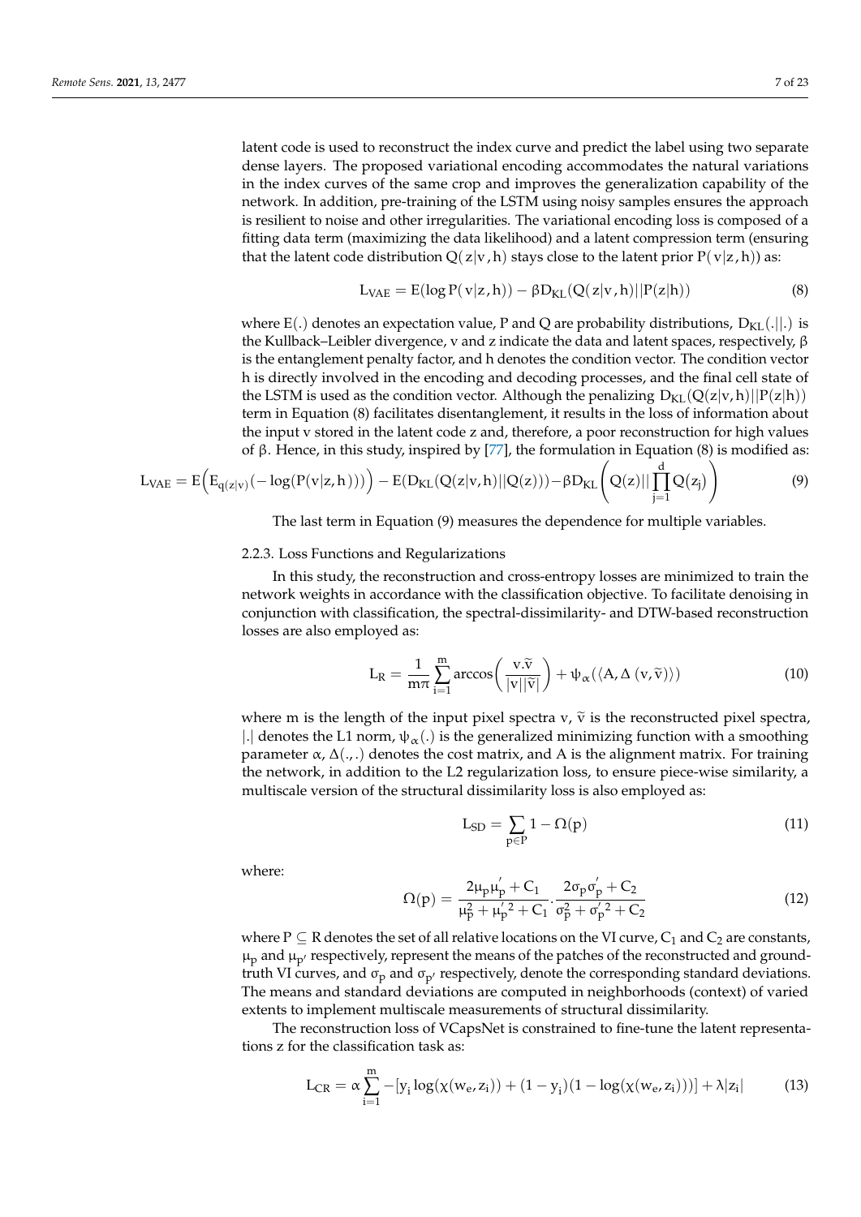latent code is used to reconstruct the index curve and predict the label using two separate dense layers. The proposed variational encoding accommodates the natural variations in the index curves of the same crop and improves the generalization capability of the network. In addition, pre-training of the LSTM using noisy samples ensures the approach is resilient to noise and other irregularities. The variational encoding loss is composed of a fitting data term (maximizing the data likelihood) and a latent compression term (ensuring that the latent code distribution $Q(z|v,h)$ stays close to the latent prior $P(v|z,h)$) as:

$$L_{VAE} = E(\log P(v|z,h)) - \beta D_{KL}(Q(z|v,h)||P(z|h)) \tag{8}$$

where $E(.)$ denotes an expectation value, P and Q are probability distributions, $D_{KL}(.||.)$ is the Kullback–Leibler divergence, v and z indicate the data and latent spaces, respectively, $\beta$ is the entanglement penalty factor, and h denotes the condition vector. The condition vector h is directly involved in the encoding and decoding processes, and the final cell state of the LSTM is used as the condition vector. Although the penalizing $D_{KL}(Q(z|v,h)||P(z|h))$ term in Equation (8) facilitates disentanglement, it results in the loss of information about the input v stored in the latent code z and, therefore, a poor reconstruction for high values of $\beta$. Hence, in this study, inspired by [77], the formulation in Equation (8) is modified as:

$$L_{VAE} = E\Big(E_{q(z|v)}(-\log(P(v|z,h)))\Big) - E(D_{KL}(Q(z|v,h)||Q(z))) - \beta D_{KL}\left(Q(z)||\prod_{j=1}^{d} Q(z_j)\right) \tag{9}$$

The last term in Equation (9) measures the dependence for multiple variables.

### 2.2.3. Loss Functions and Regularizations

In this study, the reconstruction and cross-entropy losses are minimized to train the network weights in accordance with the classification objective. To facilitate denoising in conjunction with classification, the spectral-dissimilarity- and DTW-based reconstruction losses are also employed as:

$$L_R = \frac{1}{m\pi}\sum_{i=1}^{m} \arccos\left(\frac{v.\tilde{v}}{|v||\tilde{v}|}\right) + \psi_\alpha(\langle A, \Delta\,(v, \tilde{v})\rangle) \tag{10}$$

where m is the length of the input pixel spectra v, $\tilde{v}$ is the reconstructed pixel spectra, $|.|$ denotes the L1 norm, $\psi_\alpha(.)$ is the generalized minimizing function with a smoothing parameter $\alpha$, $\Delta(.,.)$ denotes the cost matrix, and A is the alignment matrix. For training the network, in addition to the L2 regularization loss, to ensure piece-wise similarity, a multiscale version of the structural dissimilarity loss is also employed as:

$$L_{SD} = \sum_{p \in P} 1 - \Omega(p) \tag{11}$$

where:

$$\Omega(p) = \frac{2\mu_p\mu_p^{'} + C_1}{\mu_p^2 + \mu_p^{'2} + C_1} \cdot \frac{2\sigma_p\sigma_p^{'} + C_2}{\sigma_p^2 + \sigma_p^{'2} + C_2} \tag{12}$$

where $P \subseteq R$ denotes the set of all relative locations on the VI curve, $C_1$ and $C_2$ are constants, $\mu_p$ and $\mu_{p'}$ respectively, represent the means of the patches of the reconstructed and ground-truth VI curves, and $\sigma_p$ and $\sigma_{p'}$ respectively, denote the corresponding standard deviations. The means and standard deviations are computed in neighborhoods (context) of varied extents to implement multiscale measurements of structural dissimilarity.

The reconstruction loss of VCapsNet is constrained to fine-tune the latent representations z for the classification task as:

$$L_{CR} = \alpha\sum_{i=1}^{m} -[y_i \log(\chi(w_e, z_i)) + (1 - y_i)(1 - \log(\chi(w_e, z_i)))] + \lambda|z_i| \tag{13}$$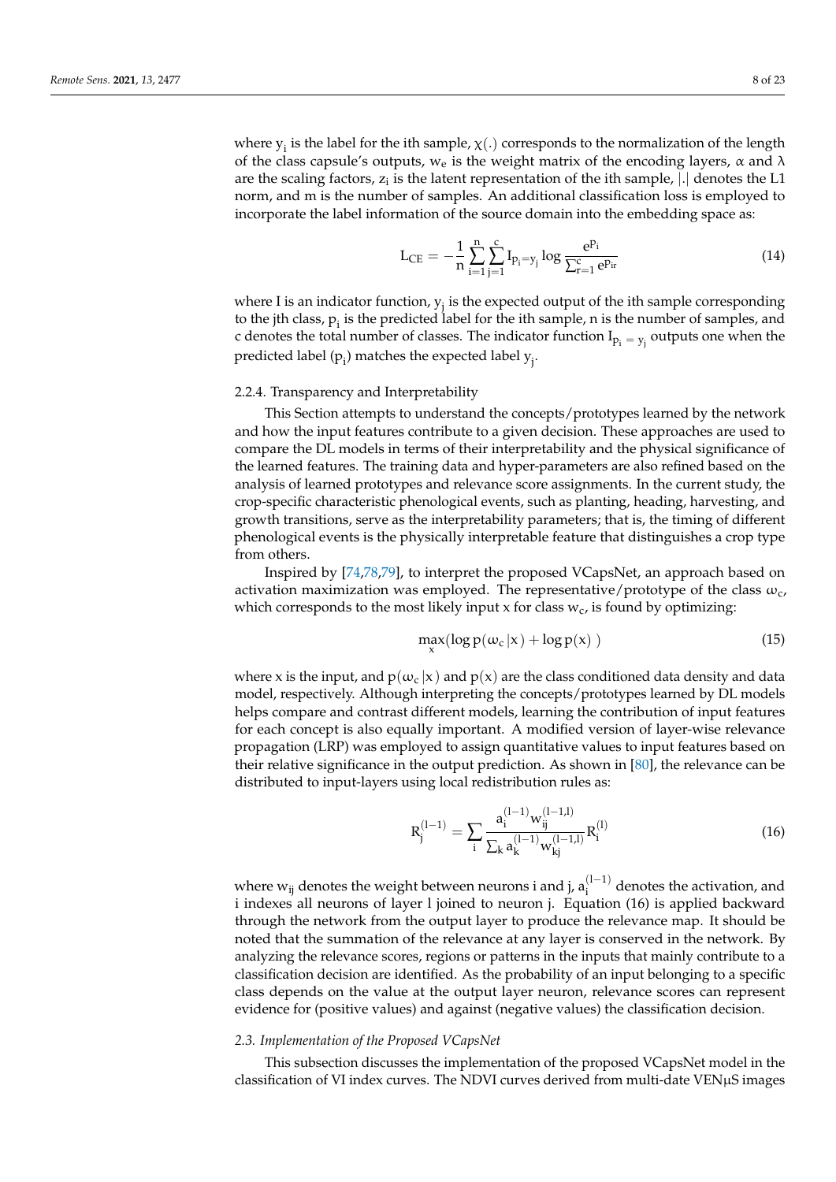where $y_i$ is the label for the ith sample, $\chi(.)$ corresponds to the normalization of the length of the class capsule's outputs, $w_e$ is the weight matrix of the encoding layers, $\alpha$ and $\lambda$ are the scaling factors, $z_i$ is the latent representation of the ith sample, $|.|$ denotes the L1 norm, and m is the number of samples. An additional classification loss is employed to incorporate the label information of the source domain into the embedding space as:

$$L_{CE} = -\frac{1}{n}\sum_{i=1}^{n}\sum_{j=1}^{c} I_{P_i=y_j} \log \frac{e^{P_i}}{\sum_{r=1}^{c} e^{p_{ir}}} \tag{14}$$

where I is an indicator function, $y_j$ is the expected output of the ith sample corresponding to the jth class, $p_i$ is the predicted label for the ith sample, n is the number of samples, and c denotes the total number of classes. The indicator function $I_{P_i\,=\,y_j}$ outputs one when the predicted label ($p_i$) matches the expected label $y_j$.

### 2.2.4. Transparency and Interpretability

This Section attempts to understand the concepts/prototypes learned by the network and how the input features contribute to a given decision. These approaches are used to compare the DL models in terms of their interpretability and the physical significance of the learned features. The training data and hyper-parameters are also refined based on the analysis of learned prototypes and relevance score assignments. In the current study, the crop-specific characteristic phenological events, such as planting, heading, harvesting, and growth transitions, serve as the interpretability parameters; that is, the timing of different phenological events is the physically interpretable feature that distinguishes a crop type from others.

Inspired by [74,78,79], to interpret the proposed VCapsNet, an approach based on activation maximization was employed. The representative/prototype of the class $\omega_c$, which corresponds to the most likely input x for class $w_c$, is found by optimizing:

$$\max_{x}(\log p(\omega_c\,|x) + \log p(x)\;) \tag{15}$$

where x is the input, and $p(\omega_c\,|x)$ and $p(x)$ are the class conditioned data density and data model, respectively. Although interpreting the concepts/prototypes learned by DL models helps compare and contrast different models, learning the contribution of input features for each concept is also equally important. A modified version of layer-wise relevance propagation (LRP) was employed to assign quantitative values to input features based on their relative significance in the output prediction. As shown in [80], the relevance can be distributed to input-layers using local redistribution rules as:

$$R_j^{(l-1)} = \sum_i \frac{a_i^{(l-1)} w_{ij}^{(l-1,l)}}{\sum_k a_k^{(l-1)} w_{kj}^{(l-1,l)}} R_i^{(l)} \tag{16}$$

where $w_{ij}$ denotes the weight between neurons i and j, $a_i^{(l-1)}$ denotes the activation, and i indexes all neurons of layer l joined to neuron j. Equation (16) is applied backward through the network from the output layer to produce the relevance map. It should be noted that the summation of the relevance at any layer is conserved in the network. By analyzing the relevance scores, regions or patterns in the inputs that mainly contribute to a classification decision are identified. As the probability of an input belonging to a specific class depends on the value at the output layer neuron, relevance scores can represent evidence for (positive values) and against (negative values) the classification decision.

### *2.3. Implementation of the Proposed VCapsNet*

This subsection discusses the implementation of the proposed VCapsNet model in the classification of VI index curves. The NDVI curves derived from multi-date VENµS images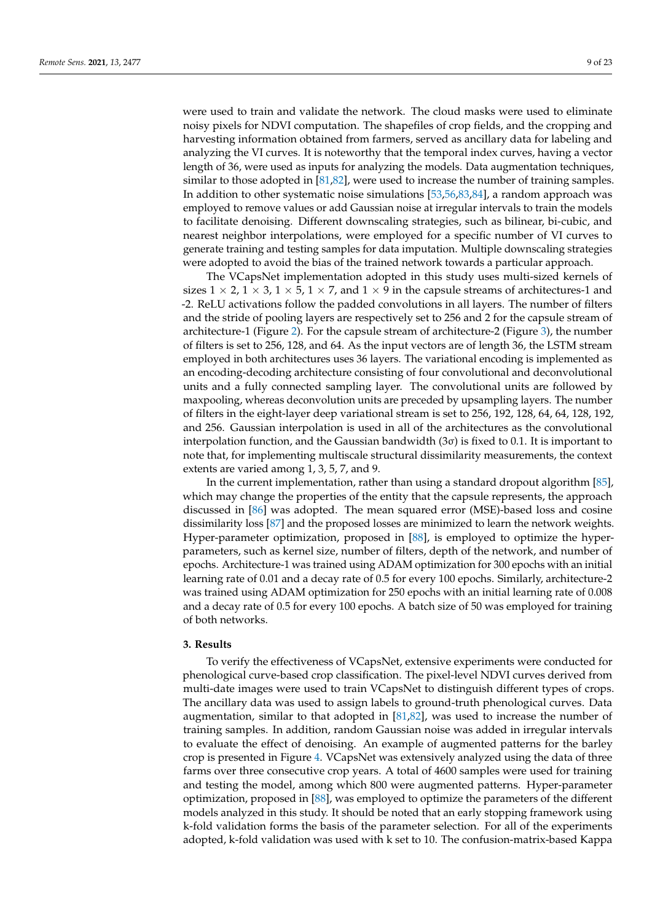were used to train and validate the network. The cloud masks were used to eliminate noisy pixels for NDVI computation. The shapefiles of crop fields, and the cropping and harvesting information obtained from farmers, served as ancillary data for labeling and analyzing the VI curves. It is noteworthy that the temporal index curves, having a vector length of 36, were used as inputs for analyzing the models. Data augmentation techniques, similar to those adopted in [81,82], were used to increase the number of training samples. In addition to other systematic noise simulations [53,56,83,84], a random approach was employed to remove values or add Gaussian noise at irregular intervals to train the models to facilitate denoising. Different downscaling strategies, such as bilinear, bi-cubic, and nearest neighbor interpolations, were employed for a specific number of VI curves to generate training and testing samples for data imputation. Multiple downscaling strategies were adopted to avoid the bias of the trained network towards a particular approach.

The VCapsNet implementation adopted in this study uses multi-sized kernels of sizes $1 \times 2$, $1 \times 3$, $1 \times 5$, $1 \times 7$, and $1 \times 9$ in the capsule streams of architectures-1 and -2. ReLU activations follow the padded convolutions in all layers. The number of filters and the stride of pooling layers are respectively set to 256 and 2 for the capsule stream of architecture-1 (Figure 2). For the capsule stream of architecture-2 (Figure 3), the number of filters is set to 256, 128, and 64. As the input vectors are of length 36, the LSTM stream employed in both architectures uses 36 layers. The variational encoding is implemented as an encoding-decoding architecture consisting of four convolutional and deconvolutional units and a fully connected sampling layer. The convolutional units are followed by maxpooling, whereas deconvolution units are preceded by upsampling layers. The number of filters in the eight-layer deep variational stream is set to 256, 192, 128, 64, 64, 128, 192, and 256. Gaussian interpolation is used in all of the architectures as the convolutional interpolation function, and the Gaussian bandwidth ($3\sigma$) is fixed to 0.1. It is important to note that, for implementing multiscale structural dissimilarity measurements, the context extents are varied among 1, 3, 5, 7, and 9.

In the current implementation, rather than using a standard dropout algorithm [85], which may change the properties of the entity that the capsule represents, the approach discussed in [86] was adopted. The mean squared error (MSE)-based loss and cosine dissimilarity loss [87] and the proposed losses are minimized to learn the network weights. Hyper-parameter optimization, proposed in [88], is employed to optimize the hyper-parameters, such as kernel size, number of filters, depth of the network, and number of epochs. Architecture-1 was trained using ADAM optimization for 300 epochs with an initial learning rate of 0.01 and a decay rate of 0.5 for every 100 epochs. Similarly, architecture-2 was trained using ADAM optimization for 250 epochs with an initial learning rate of 0.008 and a decay rate of 0.5 for every 100 epochs. A batch size of 50 was employed for training of both networks.

## 3. Results

To verify the effectiveness of VCapsNet, extensive experiments were conducted for phenological curve-based crop classification. The pixel-level NDVI curves derived from multi-date images were used to train VCapsNet to distinguish different types of crops. The ancillary data was used to assign labels to ground-truth phenological curves. Data augmentation, similar to that adopted in [81,82], was used to increase the number of training samples. In addition, random Gaussian noise was added in irregular intervals to evaluate the effect of denoising. An example of augmented patterns for the barley crop is presented in Figure 4. VCapsNet was extensively analyzed using the data of three farms over three consecutive crop years. A total of 4600 samples were used for training and testing the model, among which 800 were augmented patterns. Hyper-parameter optimization, proposed in [88], was employed to optimize the parameters of the different models analyzed in this study. It should be noted that an early stopping framework using k-fold validation forms the basis of the parameter selection. For all of the experiments adopted, k-fold validation was used with k set to 10. The confusion-matrix-based Kappa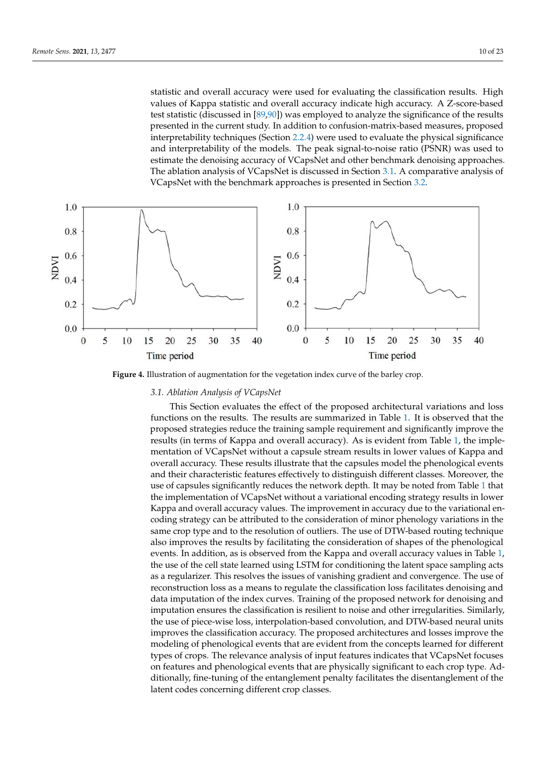statistic and overall accuracy were used for evaluating the classification results. High values of Kappa statistic and overall accuracy indicate high accuracy. A Z-score-based test statistic (discussed in [89,90]) was employed to analyze the significance of the results presented in the current study. In addition to confusion-matrix-based measures, proposed interpretability techniques (Section 2.2.4) were used to evaluate the physical significance and interpretability of the models. The peak signal-to-noise ratio (PSNR) was used to estimate the denoising accuracy of VCapsNet and other benchmark denoising approaches. The ablation analysis of VCapsNet is discussed in Section 3.1. A comparative analysis of VCapsNet with the benchmark approaches is presented in Section 3.2.

**Figure 4.** Illustration of augmentation for the vegetation index curve of the barley crop.

### 3.1. Ablation Analysis of VCapsNet

This Section evaluates the effect of the proposed architectural variations and loss functions on the results. The results are summarized in Table 1. It is observed that the proposed strategies reduce the training sample requirement and significantly improve the results (in terms of Kappa and overall accuracy). As is evident from Table 1, the implementation of VCapsNet without a capsule stream results in lower values of Kappa and overall accuracy. These results illustrate that the capsules model the phenological events and their characteristic features effectively to distinguish different classes. Moreover, the use of capsules significantly reduces the network depth. It may be noted from Table 1 that the implementation of VCapsNet without a variational encoding strategy results in lower Kappa and overall accuracy values. The improvement in accuracy due to the variational encoding strategy can be attributed to the consideration of minor phenology variations in the same crop type and to the resolution of outliers. The use of DTW-based routing technique also improves the results by facilitating the consideration of shapes of the phenological events. In addition, as is observed from the Kappa and overall accuracy values in Table 1, the use of the cell state learned using LSTM for conditioning the latent space sampling acts as a regularizer. This resolves the issues of vanishing gradient and convergence. The use of reconstruction loss as a means to regulate the classification loss facilitates denoising and data imputation of the index curves. Training of the proposed network for denoising and imputation ensures the classification is resilient to noise and other irregularities. Similarly, the use of piece-wise loss, interpolation-based convolution, and DTW-based neural units improves the classification accuracy. The proposed architectures and losses improve the modeling of phenological events that are evident from the concepts learned for different types of crops. The relevance analysis of input features indicates that VCapsNet focuses on features and phenological events that are physically significant to each crop type. Additionally, fine-tuning of the entanglement penalty facilitates the disentanglement of the latent codes concerning different crop classes.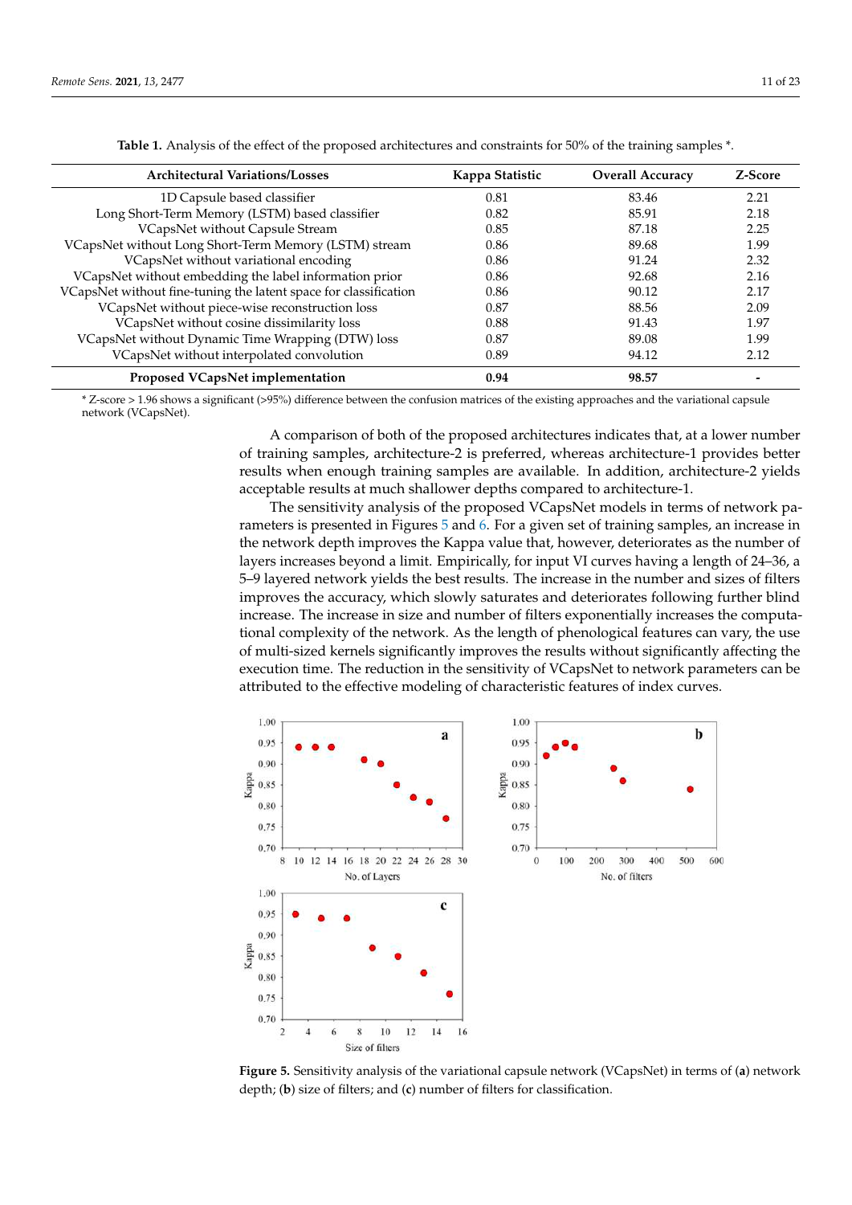**Table 1.** Analysis of the effect of the proposed architectures and constraints for 50% of the training samples *.

| Architectural Variations/Losses | Kappa Statistic | Overall Accuracy | Z-Score |
|---|---|---|---|
| 1D Capsule based classifier | 0.81 | 83.46 | 2.21 |
| Long Short-Term Memory (LSTM) based classifier | 0.82 | 85.91 | 2.18 |
| VCapsNet without Capsule Stream | 0.85 | 87.18 | 2.25 |
| VCapsNet without Long Short-Term Memory (LSTM) stream | 0.86 | 89.68 | 1.99 |
| VCapsNet without variational encoding | 0.86 | 91.24 | 2.32 |
| VCapsNet without embedding the label information prior | 0.86 | 92.68 | 2.16 |
| VCapsNet without fine-tuning the latent space for classification | 0.86 | 90.12 | 2.17 |
| VCapsNet without piece-wise reconstruction loss | 0.87 | 88.56 | 2.09 |
| VCapsNet without cosine dissimilarity loss | 0.88 | 91.43 | 1.97 |
| VCapsNet without Dynamic Time Wrapping (DTW) loss | 0.87 | 89.08 | 1.99 |
| VCapsNet without interpolated convolution | 0.89 | 94.12 | 2.12 |
| **Proposed VCapsNet implementation** | **0.94** | **98.57** | - |

* Z-score > 1.96 shows a significant (>95%) difference between the confusion matrices of the existing approaches and the variational capsule network (VCapsNet).

A comparison of both of the proposed architectures indicates that, at a lower number of training samples, architecture-2 is preferred, whereas architecture-1 provides better results when enough training samples are available. In addition, architecture-2 yields acceptable results at much shallower depths compared to architecture-1.

The sensitivity analysis of the proposed VCapsNet models in terms of network parameters is presented in Figures 5 and 6. For a given set of training samples, an increase in the network depth improves the Kappa value that, however, deteriorates as the number of layers increases beyond a limit. Empirically, for input VI curves having a length of 24–36, a 5–9 layered network yields the best results. The increase in the number and sizes of filters improves the accuracy, which slowly saturates and deteriorates following further blind increase. The increase in size and number of filters exponentially increases the computational complexity of the network. As the length of phenological features can vary, the use of multi-sized kernels significantly improves the results without significantly affecting the execution time. The reduction in the sensitivity of VCapsNet to network parameters can be attributed to the effective modeling of characteristic features of index curves.

**Figure 5.** Sensitivity analysis of the variational capsule network (VCapsNet) in terms of (**a**) network depth; (**b**) size of filters; and (**c**) number of filters for classification.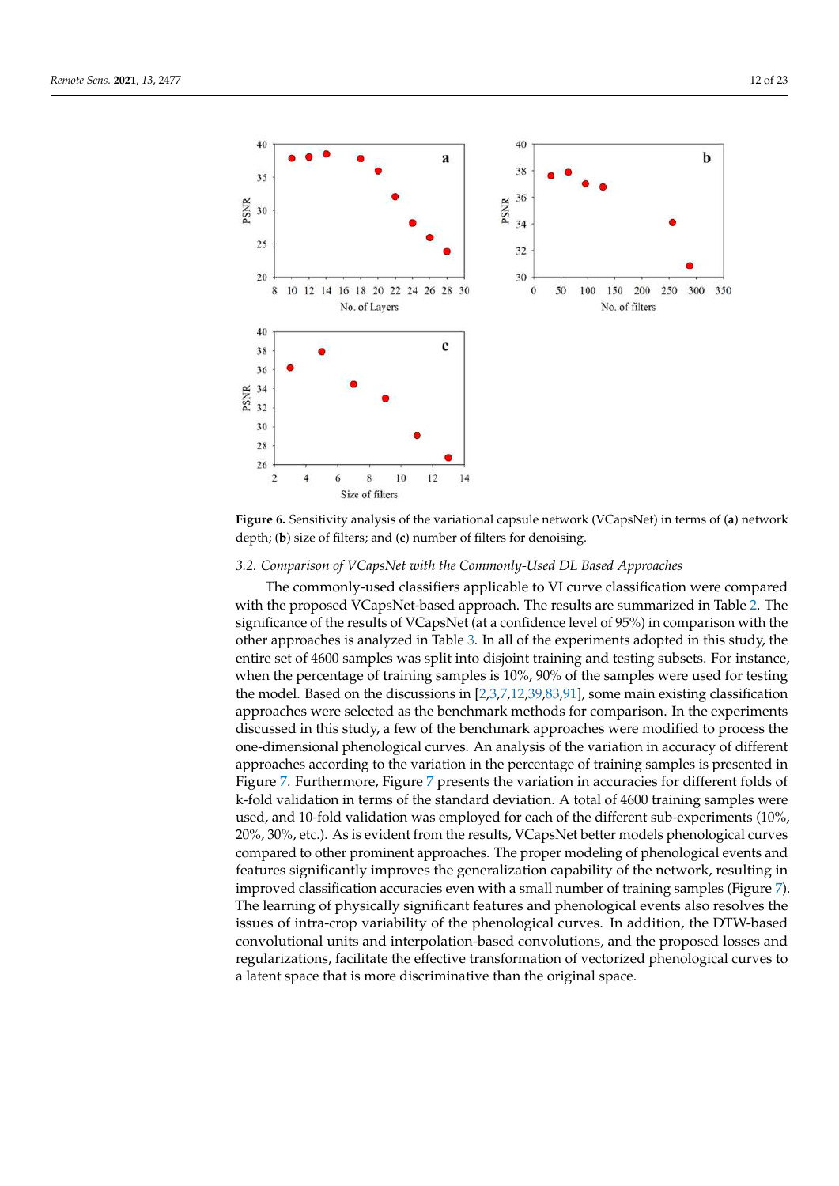**Figure 6.** Sensitivity analysis of the variational capsule network (VCapsNet) in terms of (**a**) network depth; (**b**) size of filters; and (**c**) number of filters for denoising.

### 3.2. Comparison of VCapsNet with the Commonly-Used DL Based Approaches

The commonly-used classifiers applicable to VI curve classification were compared with the proposed VCapsNet-based approach. The results are summarized in Table 2. The significance of the results of VCapsNet (at a confidence level of 95%) in comparison with the other approaches is analyzed in Table 3. In all of the experiments adopted in this study, the entire set of 4600 samples was split into disjoint training and testing subsets. For instance, when the percentage of training samples is 10%, 90% of the samples were used for testing the model. Based on the discussions in [2,3,7,12,39,83,91], some main existing classification approaches were selected as the benchmark methods for comparison. In the experiments discussed in this study, a few of the benchmark approaches were modified to process the one-dimensional phenological curves. An analysis of the variation in accuracy of different approaches according to the variation in the percentage of training samples is presented in Figure 7. Furthermore, Figure 7 presents the variation in accuracies for different folds of k-fold validation in terms of the standard deviation. A total of 4600 training samples were used, and 10-fold validation was employed for each of the different sub-experiments (10%, 20%, 30%, etc.). As is evident from the results, VCapsNet better models phenological curves compared to other prominent approaches. The proper modeling of phenological events and features significantly improves the generalization capability of the network, resulting in improved classification accuracies even with a small number of training samples (Figure 7). The learning of physically significant features and phenological events also resolves the issues of intra-crop variability of the phenological curves. In addition, the DTW-based convolutional units and interpolation-based convolutions, and the proposed losses and regularizations, facilitate the effective transformation of vectorized phenological curves to a latent space that is more discriminative than the original space.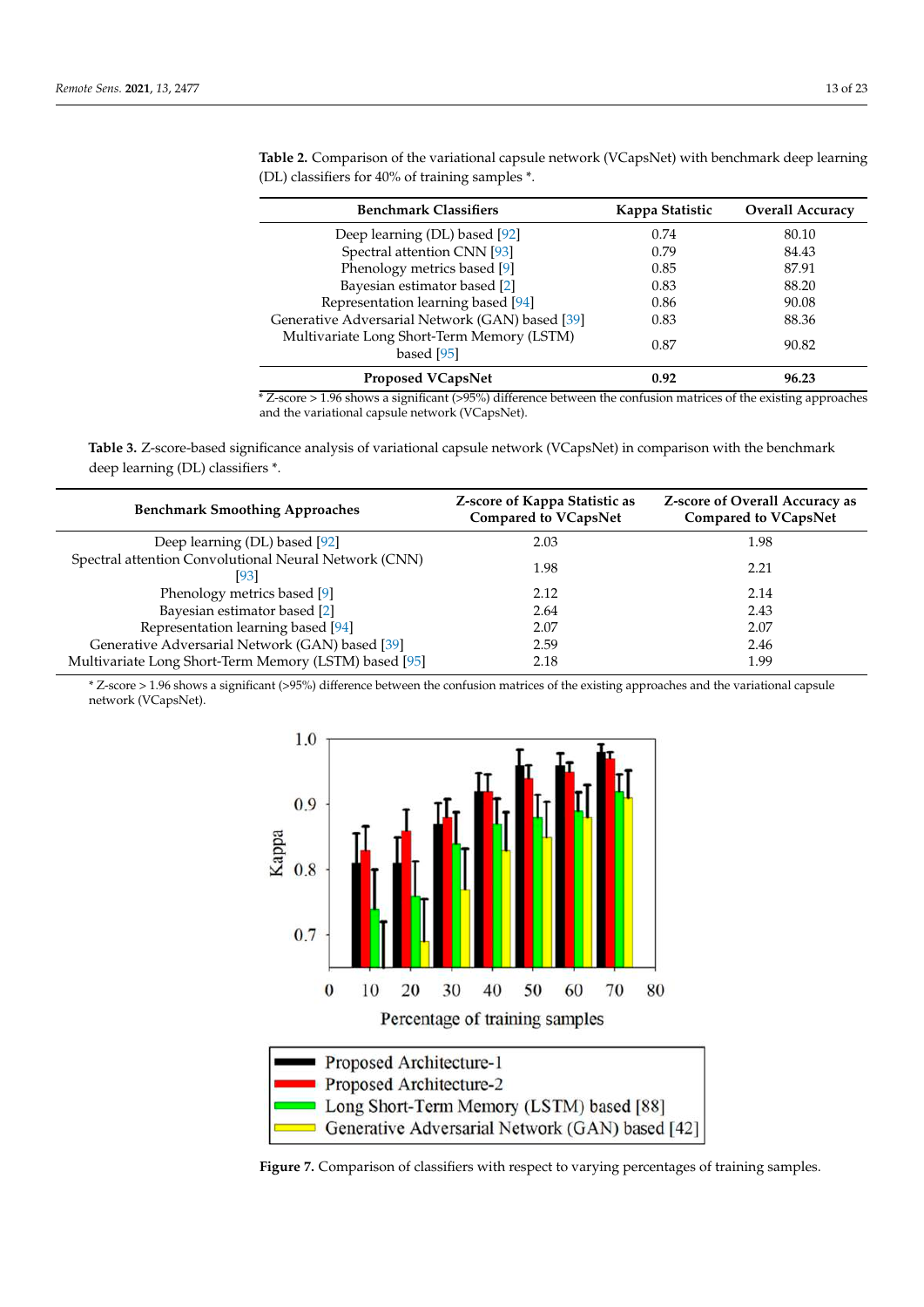**Table 2.** Comparison of the variational capsule network (VCapsNet) with benchmark deep learning (DL) classifiers for 40% of training samples *.

| Benchmark Classifiers | Kappa Statistic | Overall Accuracy |
|---|---|---|
| Deep learning (DL) based [92] | 0.74 | 80.10 |
| Spectral attention CNN [93] | 0.79 | 84.43 |
| Phenology metrics based [9] | 0.85 | 87.91 |
| Bayesian estimator based [2] | 0.83 | 88.20 |
| Representation learning based [94] | 0.86 | 90.08 |
| Generative Adversarial Network (GAN) based [39] | 0.83 | 88.36 |
| Multivariate Long Short-Term Memory (LSTM) based [95] | 0.87 | 90.82 |
| **Proposed VCapsNet** | **0.92** | **96.23** |

* Z-score > 1.96 shows a significant (>95%) difference between the confusion matrices of the existing approaches and the variational capsule network (VCapsNet).

**Table 3.** Z-score-based significance analysis of variational capsule network (VCapsNet) in comparison with the benchmark deep learning (DL) classifiers *.

| Benchmark Smoothing Approaches | Z-score of Kappa Statistic as Compared to VCapsNet | Z-score of Overall Accuracy as Compared to VCapsNet |
|---|---|---|
| Deep learning (DL) based [92] | 2.03 | 1.98 |
| Spectral attention Convolutional Neural Network (CNN) [93] | 1.98 | 2.21 |
| Phenology metrics based [9] | 2.12 | 2.14 |
| Bayesian estimator based [2] | 2.64 | 2.43 |
| Representation learning based [94] | 2.07 | 2.07 |
| Generative Adversarial Network (GAN) based [39] | 2.59 | 2.46 |
| Multivariate Long Short-Term Memory (LSTM) based [95] | 2.18 | 1.99 |

* Z-score > 1.96 shows a significant (>95%) difference between the confusion matrices of the existing approaches and the variational capsule network (VCapsNet).

**Figure 7.** Comparison of classifiers with respect to varying percentages of training samples.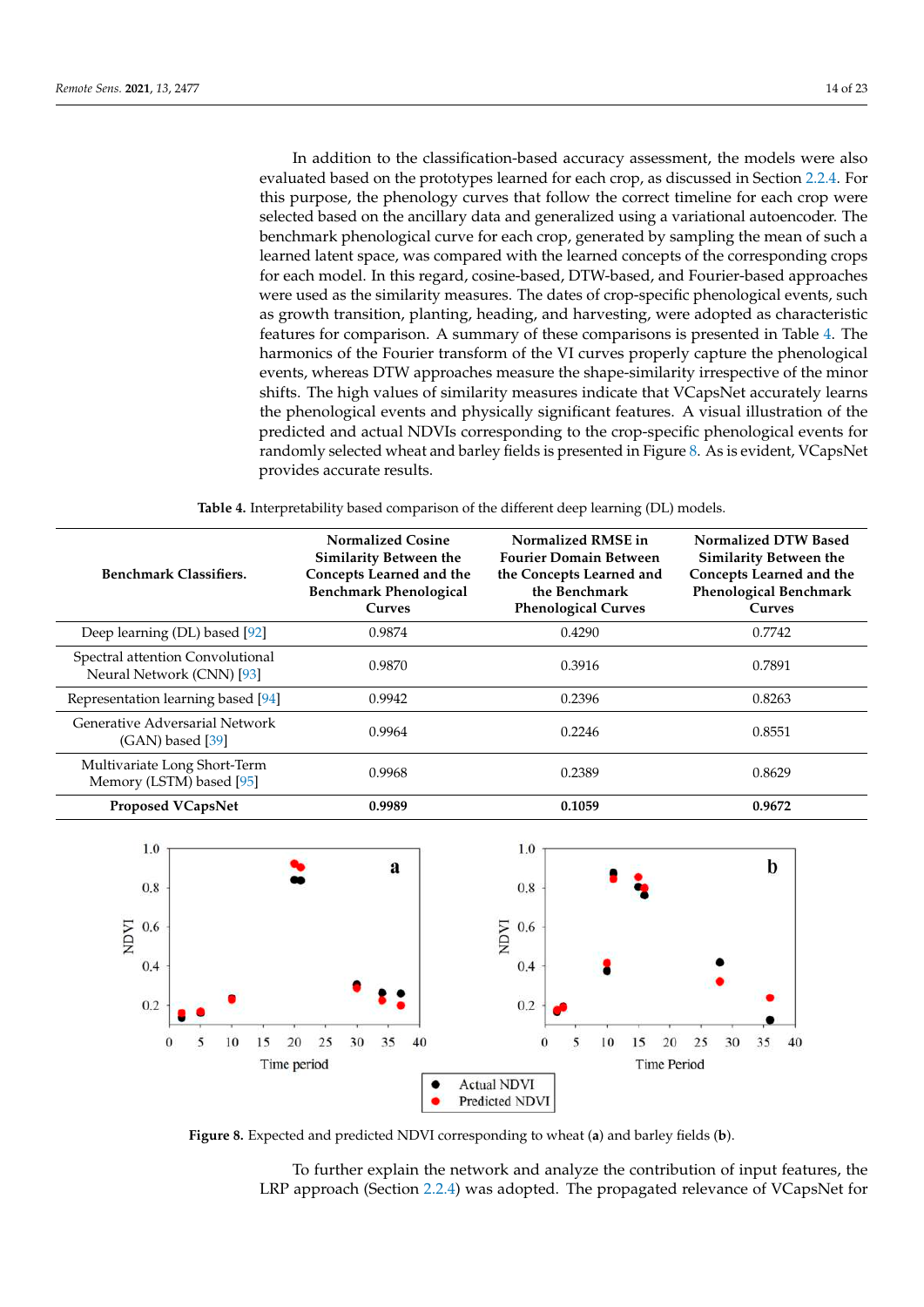In addition to the classification-based accuracy assessment, the models were also evaluated based on the prototypes learned for each crop, as discussed in Section 2.2.4. For this purpose, the phenology curves that follow the correct timeline for each crop were selected based on the ancillary data and generalized using a variational autoencoder. The benchmark phenological curve for each crop, generated by sampling the mean of such a learned latent space, was compared with the learned concepts of the corresponding crops for each model. In this regard, cosine-based, DTW-based, and Fourier-based approaches were used as the similarity measures. The dates of crop-specific phenological events, such as growth transition, planting, heading, and harvesting, were adopted as characteristic features for comparison. A summary of these comparisons is presented in Table 4. The harmonics of the Fourier transform of the VI curves properly capture the phenological events, whereas DTW approaches measure the shape-similarity irrespective of the minor shifts. The high values of similarity measures indicate that VCapsNet accurately learns the phenological events and physically significant features. A visual illustration of the predicted and actual NDVIs corresponding to the crop-specific phenological events for randomly selected wheat and barley fields is presented in Figure 8. As is evident, VCapsNet provides accurate results.

**Table 4.** Interpretability based comparison of the different deep learning (DL) models.

| Benchmark Classifiers. | Normalized Cosine Similarity Between the Concepts Learned and the Benchmark Phenological Curves | Normalized RMSE in Fourier Domain Between the Concepts Learned and the Benchmark Phenological Curves | Normalized DTW Based Similarity Between the Concepts Learned and the Phenological Benchmark Curves |
|---|---|---|---|
| Deep learning (DL) based [92] | 0.9874 | 0.4290 | 0.7742 |
| Spectral attention Convolutional Neural Network (CNN) [93] | 0.9870 | 0.3916 | 0.7891 |
| Representation learning based [94] | 0.9942 | 0.2396 | 0.8263 |
| Generative Adversarial Network (GAN) based [39] | 0.9964 | 0.2246 | 0.8551 |
| Multivariate Long Short-Term Memory (LSTM) based [95] | 0.9968 | 0.2389 | 0.8629 |
| **Proposed VCapsNet** | **0.9989** | **0.1059** | **0.9672** |

**Figure 8.** Expected and predicted NDVI corresponding to wheat (**a**) and barley fields (**b**).

To further explain the network and analyze the contribution of input features, the LRP approach (Section 2.2.4) was adopted. The propagated relevance of VCapsNet for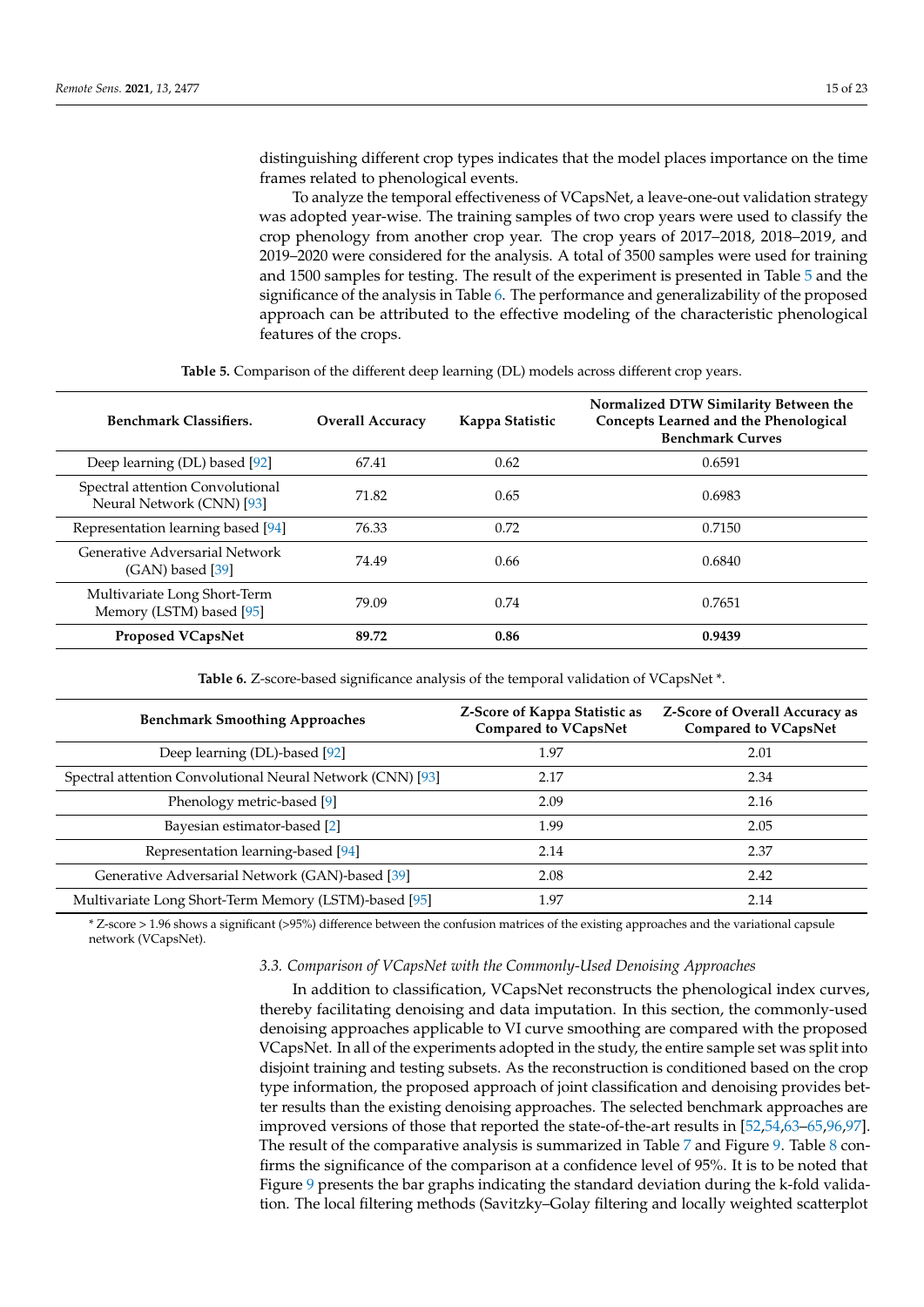distinguishing different crop types indicates that the model places importance on the time frames related to phenological events.

To analyze the temporal effectiveness of VCapsNet, a leave-one-out validation strategy was adopted year-wise. The training samples of two crop years were used to classify the crop phenology from another crop year. The crop years of 2017–2018, 2018–2019, and 2019–2020 were considered for the analysis. A total of 3500 samples were used for training and 1500 samples for testing. The result of the experiment is presented in Table 5 and the significance of the analysis in Table 6. The performance and generalizability of the proposed approach can be attributed to the effective modeling of the characteristic phenological features of the crops.

**Table 5.** Comparison of the different deep learning (DL) models across different crop years.

| Benchmark Classifiers. | Overall Accuracy | Kappa Statistic | Normalized DTW Similarity Between the Concepts Learned and the Phenological Benchmark Curves |
|---|---|---|---|
| Deep learning (DL) based [92] | 67.41 | 0.62 | 0.6591 |
| Spectral attention Convolutional Neural Network (CNN) [93] | 71.82 | 0.65 | 0.6983 |
| Representation learning based [94] | 76.33 | 0.72 | 0.7150 |
| Generative Adversarial Network (GAN) based [39] | 74.49 | 0.66 | 0.6840 |
| Multivariate Long Short-Term Memory (LSTM) based [95] | 79.09 | 0.74 | 0.7651 |
| **Proposed VCapsNet** | **89.72** | **0.86** | **0.9439** |

**Table 6.** Z-score-based significance analysis of the temporal validation of VCapsNet *.

| Benchmark Smoothing Approaches | Z-Score of Kappa Statistic as Compared to VCapsNet | Z-Score of Overall Accuracy as Compared to VCapsNet |
|---|---|---|
| Deep learning (DL)-based [92] | 1.97 | 2.01 |
| Spectral attention Convolutional Neural Network (CNN) [93] | 2.17 | 2.34 |
| Phenology metric-based [9] | 2.09 | 2.16 |
| Bayesian estimator-based [2] | 1.99 | 2.05 |
| Representation learning-based [94] | 2.14 | 2.37 |
| Generative Adversarial Network (GAN)-based [39] | 2.08 | 2.42 |
| Multivariate Long Short-Term Memory (LSTM)-based [95] | 1.97 | 2.14 |

* Z-score > 1.96 shows a significant (>95%) difference between the confusion matrices of the existing approaches and the variational capsule network (VCapsNet).

### 3.3. Comparison of VCapsNet with the Commonly-Used Denoising Approaches

In addition to classification, VCapsNet reconstructs the phenological index curves, thereby facilitating denoising and data imputation. In this section, the commonly-used denoising approaches applicable to VI curve smoothing are compared with the proposed VCapsNet. In all of the experiments adopted in the study, the entire sample set was split into disjoint training and testing subsets. As the reconstruction is conditioned based on the crop type information, the proposed approach of joint classification and denoising provides better results than the existing denoising approaches. The selected benchmark approaches are improved versions of those that reported the state-of-the-art results in [52,54,63–65,96,97]. The result of the comparative analysis is summarized in Table 7 and Figure 9. Table 8 confirms the significance of the comparison at a confidence level of 95%. It is to be noted that Figure 9 presents the bar graphs indicating the standard deviation during the k-fold validation. The local filtering methods (Savitzky–Golay filtering and locally weighted scatterplot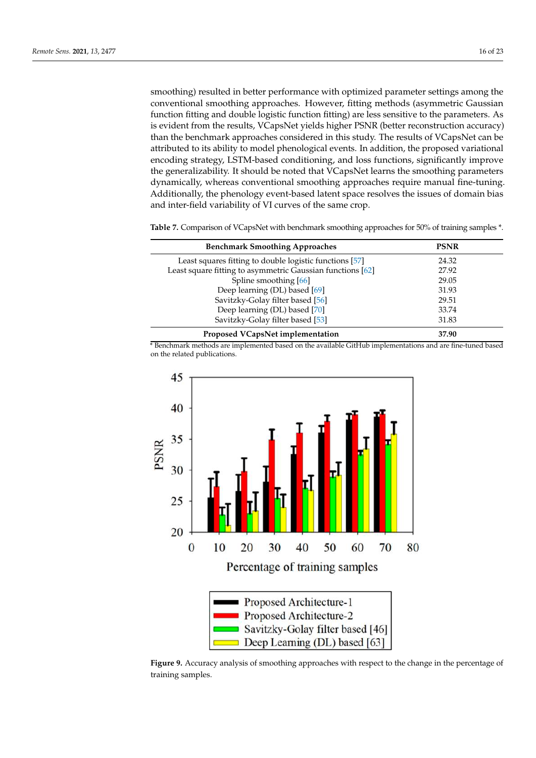smoothing) resulted in better performance with optimized parameter settings among the conventional smoothing approaches. However, fitting methods (asymmetric Gaussian function fitting and double logistic function fitting) are less sensitive to the parameters. As is evident from the results, VCapsNet yields higher PSNR (better reconstruction accuracy) than the benchmark approaches considered in this study. The results of VCapsNet can be attributed to its ability to model phenological events. In addition, the proposed variational encoding strategy, LSTM-based conditioning, and loss functions, significantly improve the generalizability. It should be noted that VCapsNet learns the smoothing parameters dynamically, whereas conventional smoothing approaches require manual fine-tuning. Additionally, the phenology event-based latent space resolves the issues of domain bias and inter-field variability of VI curves of the same crop.

**Table 7.** Comparison of VCapsNet with benchmark smoothing approaches for 50% of training samples *.

| Benchmark Smoothing Approaches | PSNR |
|---|---|
| Least squares fitting to double logistic functions [57] | 24.32 |
| Least square fitting to asymmetric Gaussian functions [62] | 27.92 |
| Spline smoothing [66] | 29.05 |
| Deep learning (DL) based [69] | 31.93 |
| Savitzky-Golay filter based [56] | 29.51 |
| Deep learning (DL) based [70] | 33.74 |
| Savitzky-Golay filter based [53] | 31.83 |
| **Proposed VCapsNet implementation** | **37.90** |

* Benchmark methods are implemented based on the available GitHub implementations and are fine-tuned based on the related publications.

**Figure 9.** Accuracy analysis of smoothing approaches with respect to the change in the percentage of training samples.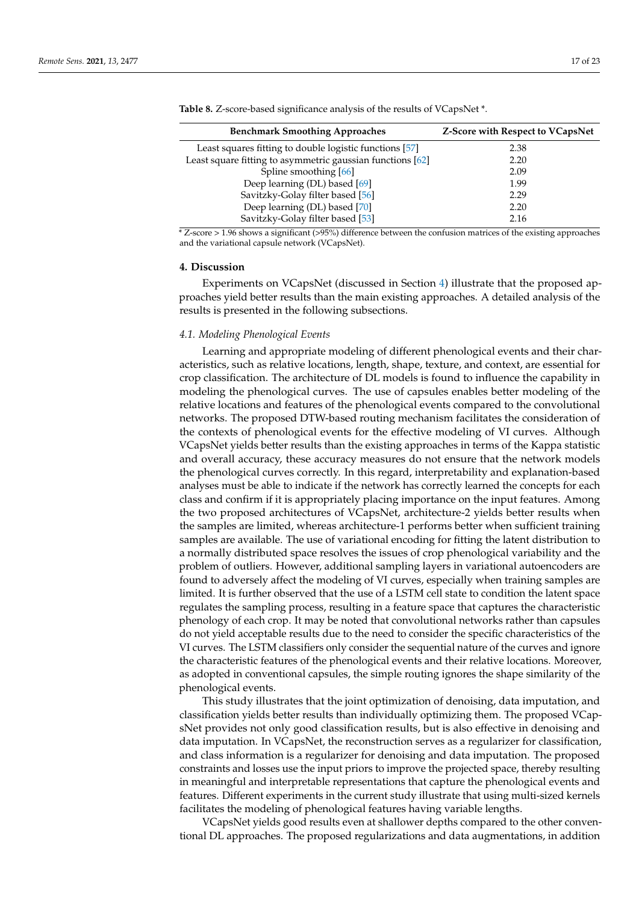**Table 8.** Z-score-based significance analysis of the results of VCapsNet *.

| Benchmark Smoothing Approaches | Z-Score with Respect to VCapsNet |
|---|---|
| Least squares fitting to double logistic functions [57] | 2.38 |
| Least square fitting to asymmetric gaussian functions [62] | 2.20 |
| Spline smoothing [66] | 2.09 |
| Deep learning (DL) based [69] | 1.99 |
| Savitzky-Golay filter based [56] | 2.29 |
| Deep learning (DL) based [70] | 2.20 |
| Savitzky-Golay filter based [53] | 2.16 |

* Z-score > 1.96 shows a significant (>95%) difference between the confusion matrices of the existing approaches and the variational capsule network (VCapsNet).

## 4. Discussion

Experiments on VCapsNet (discussed in Section 4) illustrate that the proposed approaches yield better results than the main existing approaches. A detailed analysis of the results is presented in the following subsections.

### *4.1. Modeling Phenological Events*

Learning and appropriate modeling of different phenological events and their characteristics, such as relative locations, length, shape, texture, and context, are essential for crop classification. The architecture of DL models is found to influence the capability in modeling the phenological curves. The use of capsules enables better modeling of the relative locations and features of the phenological events compared to the convolutional networks. The proposed DTW-based routing mechanism facilitates the consideration of the contexts of phenological events for the effective modeling of VI curves. Although VCapsNet yields better results than the existing approaches in terms of the Kappa statistic and overall accuracy, these accuracy measures do not ensure that the network models the phenological curves correctly. In this regard, interpretability and explanation-based analyses must be able to indicate if the network has correctly learned the concepts for each class and confirm if it is appropriately placing importance on the input features. Among the two proposed architectures of VCapsNet, architecture-2 yields better results when the samples are limited, whereas architecture-1 performs better when sufficient training samples are available. The use of variational encoding for fitting the latent distribution to a normally distributed space resolves the issues of crop phenological variability and the problem of outliers. However, additional sampling layers in variational autoencoders are found to adversely affect the modeling of VI curves, especially when training samples are limited. It is further observed that the use of a LSTM cell state to condition the latent space regulates the sampling process, resulting in a feature space that captures the characteristic phenology of each crop. It may be noted that convolutional networks rather than capsules do not yield acceptable results due to the need to consider the specific characteristics of the VI curves. The LSTM classifiers only consider the sequential nature of the curves and ignore the characteristic features of the phenological events and their relative locations. Moreover, as adopted in conventional capsules, the simple routing ignores the shape similarity of the phenological events.

This study illustrates that the joint optimization of denoising, data imputation, and classification yields better results than individually optimizing them. The proposed VCapsNet provides not only good classification results, but is also effective in denoising and data imputation. In VCapsNet, the reconstruction serves as a regularizer for classification, and class information is a regularizer for denoising and data imputation. The proposed constraints and losses use the input priors to improve the projected space, thereby resulting in meaningful and interpretable representations that capture the phenological events and features. Different experiments in the current study illustrate that using multi-sized kernels facilitates the modeling of phenological features having variable lengths.

VCapsNet yields good results even at shallower depths compared to the other conventional DL approaches. The proposed regularizations and data augmentations, in addition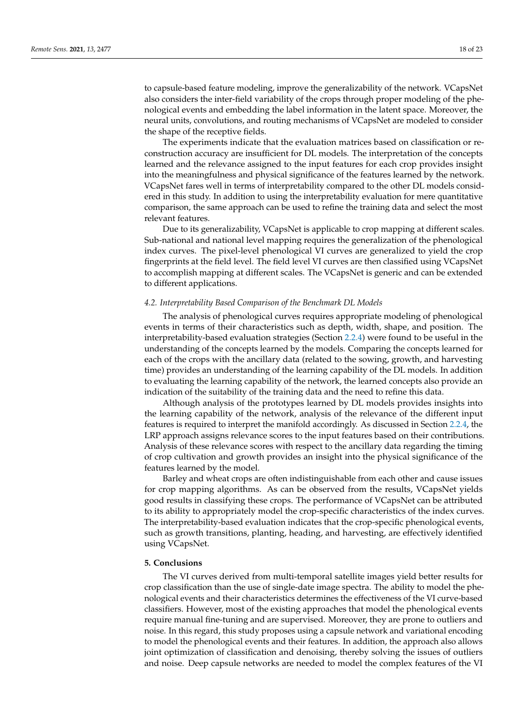to capsule-based feature modeling, improve the generalizability of the network. VCapsNet also considers the inter-field variability of the crops through proper modeling of the phenological events and embedding the label information in the latent space. Moreover, the neural units, convolutions, and routing mechanisms of VCapsNet are modeled to consider the shape of the receptive fields.

The experiments indicate that the evaluation matrices based on classification or reconstruction accuracy are insufficient for DL models. The interpretation of the concepts learned and the relevance assigned to the input features for each crop provides insight into the meaningfulness and physical significance of the features learned by the network. VCapsNet fares well in terms of interpretability compared to the other DL models considered in this study. In addition to using the interpretability evaluation for mere quantitative comparison, the same approach can be used to refine the training data and select the most relevant features.

Due to its generalizability, VCapsNet is applicable to crop mapping at different scales. Sub-national and national level mapping requires the generalization of the phenological index curves. The pixel-level phenological VI curves are generalized to yield the crop fingerprints at the field level. The field level VI curves are then classified using VCapsNet to accomplish mapping at different scales. The VCapsNet is generic and can be extended to different applications.

### *4.2. Interpretability Based Comparison of the Benchmark DL Models*

The analysis of phenological curves requires appropriate modeling of phenological events in terms of their characteristics such as depth, width, shape, and position. The interpretability-based evaluation strategies (Section 2.2.4) were found to be useful in the understanding of the concepts learned by the models. Comparing the concepts learned for each of the crops with the ancillary data (related to the sowing, growth, and harvesting time) provides an understanding of the learning capability of the DL models. In addition to evaluating the learning capability of the network, the learned concepts also provide an indication of the suitability of the training data and the need to refine this data.

Although analysis of the prototypes learned by DL models provides insights into the learning capability of the network, analysis of the relevance of the different input features is required to interpret the manifold accordingly. As discussed in Section 2.2.4, the LRP approach assigns relevance scores to the input features based on their contributions. Analysis of these relevance scores with respect to the ancillary data regarding the timing of crop cultivation and growth provides an insight into the physical significance of the features learned by the model.

Barley and wheat crops are often indistinguishable from each other and cause issues for crop mapping algorithms. As can be observed from the results, VCapsNet yields good results in classifying these crops. The performance of VCapsNet can be attributed to its ability to appropriately model the crop-specific characteristics of the index curves. The interpretability-based evaluation indicates that the crop-specific phenological events, such as growth transitions, planting, heading, and harvesting, are effectively identified using VCapsNet.

## **5. Conclusions**

The VI curves derived from multi-temporal satellite images yield better results for crop classification than the use of single-date image spectra. The ability to model the phenological events and their characteristics determines the effectiveness of the VI curve-based classifiers. However, most of the existing approaches that model the phenological events require manual fine-tuning and are supervised. Moreover, they are prone to outliers and noise. In this regard, this study proposes using a capsule network and variational encoding to model the phenological events and their features. In addition, the approach also allows joint optimization of classification and denoising, thereby solving the issues of outliers and noise. Deep capsule networks are needed to model the complex features of the VI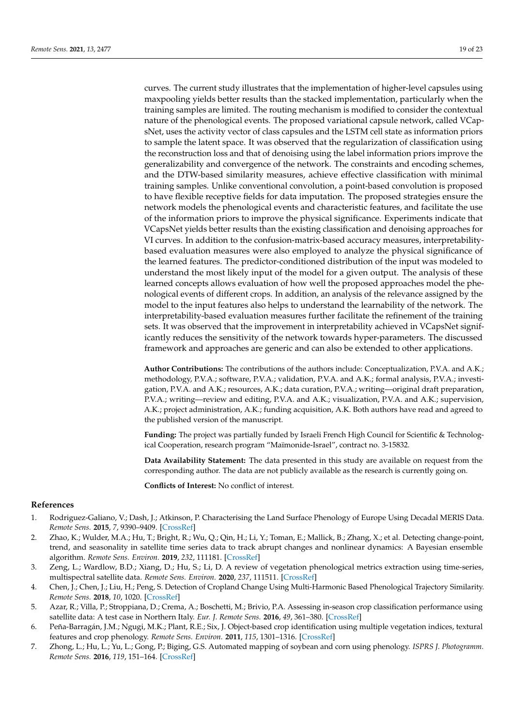curves. The current study illustrates that the implementation of higher-level capsules using maxpooling yields better results than the stacked implementation, particularly when the training samples are limited. The routing mechanism is modified to consider the contextual nature of the phenological events. The proposed variational capsule network, called VCapsNet, uses the activity vector of class capsules and the LSTM cell state as information priors to sample the latent space. It was observed that the regularization of classification using the reconstruction loss and that of denoising using the label information priors improve the generalizability and convergence of the network. The constraints and encoding schemes, and the DTW-based similarity measures, achieve effective classification with minimal training samples. Unlike conventional convolution, a point-based convolution is proposed to have flexible receptive fields for data imputation. The proposed strategies ensure the network models the phenological events and characteristic features, and facilitate the use of the information priors to improve the physical significance. Experiments indicate that VCapsNet yields better results than the existing classification and denoising approaches for VI curves. In addition to the confusion-matrix-based accuracy measures, interpretability-based evaluation measures were also employed to analyze the physical significance of the learned features. The predictor-conditioned distribution of the input was modeled to understand the most likely input of the model for a given output. The analysis of these learned concepts allows evaluation of how well the proposed approaches model the phenological events of different crops. In addition, an analysis of the relevance assigned by the model to the input features also helps to understand the learnability of the network. The interpretability-based evaluation measures further facilitate the refinement of the training sets. It was observed that the improvement in interpretability achieved in VCapsNet significantly reduces the sensitivity of the network towards hyper-parameters. The discussed framework and approaches are generic and can also be extended to other applications.

**Author Contributions:** The contributions of the authors include: Conceptualization, P.V.A. and A.K.; methodology, P.V.A.; software, P.V.A.; validation, P.V.A. and A.K.; formal analysis, P.V.A.; investigation, P.V.A. and A.K.; resources, A.K.; data curation, P.V.A.; writing—original draft preparation, P.V.A.; writing—review and editing, P.V.A. and A.K.; visualization, P.V.A. and A.K.; supervision, A.K.; project administration, A.K.; funding acquisition, A.K. Both authors have read and agreed to the published version of the manuscript.

**Funding:** The project was partially funded by Israeli French High Council for Scientific & Technological Cooperation, research program "Maïmonide-Israel", contract no. 3-15832.

**Data Availability Statement:** The data presented in this study are available on request from the corresponding author. The data are not publicly available as the research is currently going on.

**Conflicts of Interest:** No conflict of interest.

## References

1. Rodriguez-Galiano, V.; Dash, J.; Atkinson, P. Characterising the Land Surface Phenology of Europe Using Decadal MERIS Data. *Remote Sens.* **2015**, *7*, 9390–9409. [CrossRef]
2. Zhao, K.; Wulder, M.A.; Hu, T.; Bright, R.; Wu, Q.; Qin, H.; Li, Y.; Toman, E.; Mallick, B.; Zhang, X.; et al. Detecting change-point, trend, and seasonality in satellite time series data to track abrupt changes and nonlinear dynamics: A Bayesian ensemble algorithm. *Remote Sens. Environ.* **2019**, *232*, 111181. [CrossRef]
3. Zeng, L.; Wardlow, B.D.; Xiang, D.; Hu, S.; Li, D. A review of vegetation phenological metrics extraction using time-series, multispectral satellite data. *Remote Sens. Environ.* **2020**, *237*, 111511. [CrossRef]
4. Chen, J.; Chen, J.; Liu, H.; Peng, S. Detection of Cropland Change Using Multi-Harmonic Based Phenological Trajectory Similarity. *Remote Sens.* **2018**, *10*, 1020. [CrossRef]
5. Azar, R.; Villa, P.; Stroppiana, D.; Crema, A.; Boschetti, M.; Brivio, P.A. Assessing in-season crop classification performance using satellite data: A test case in Northern Italy. *Eur. J. Remote Sens.* **2016**, *49*, 361–380. [CrossRef]
6. Peña-Barragán, J.M.; Ngugi, M.K.; Plant, R.E.; Six, J. Object-based crop identification using multiple vegetation indices, textural features and crop phenology. *Remote Sens. Environ.* **2011**, *115*, 1301–1316. [CrossRef]
7. Zhong, L.; Hu, L.; Yu, L.; Gong, P.; Biging, G.S. Automated mapping of soybean and corn using phenology. *ISPRS J. Photogramm. Remote Sens.* **2016**, *119*, 151–164. [CrossRef]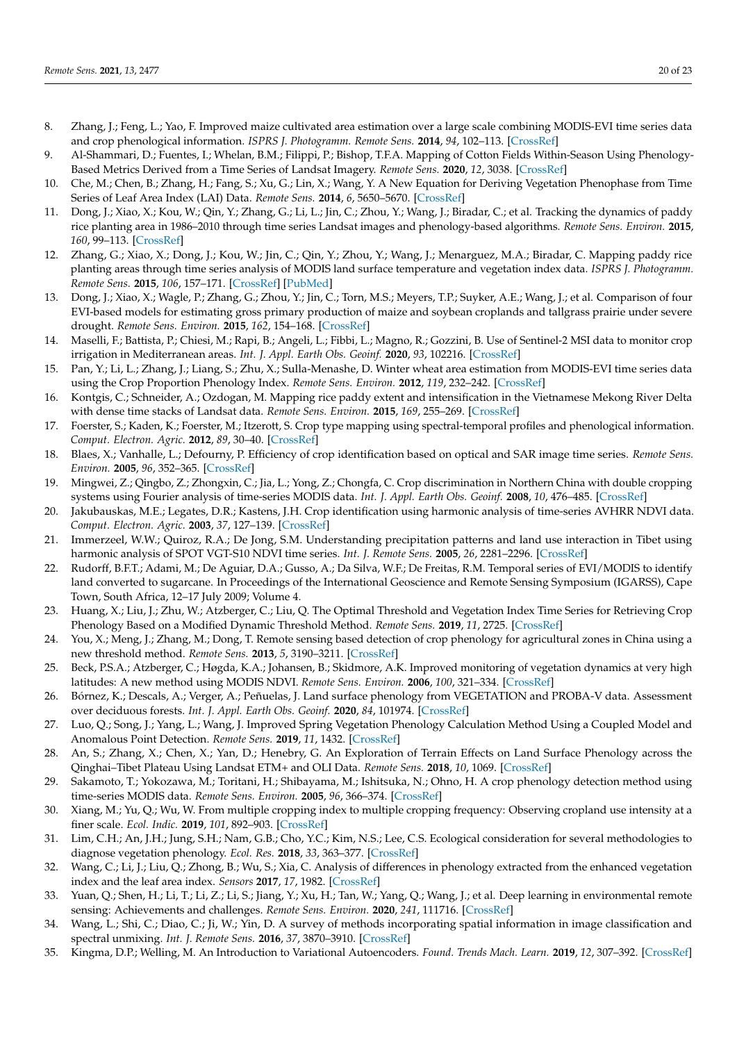8. Zhang, J.; Feng, L.; Yao, F. Improved maize cultivated area estimation over a large scale combining MODIS-EVI time series data and crop phenological information. *ISPRS J. Photogramm. Remote Sens.* **2014**, *94*, 102–113. [CrossRef]
9. Al-Shammari, D.; Fuentes, I.; Whelan, B.M.; Filippi, P.; Bishop, T.F.A. Mapping of Cotton Fields Within-Season Using Phenology-Based Metrics Derived from a Time Series of Landsat Imagery. *Remote Sens.* **2020**, *12*, 3038. [CrossRef]
10. Che, M.; Chen, B.; Zhang, H.; Fang, S.; Xu, G.; Lin, X.; Wang, Y. A New Equation for Deriving Vegetation Phenophase from Time Series of Leaf Area Index (LAI) Data. *Remote Sens.* **2014**, *6*, 5650–5670. [CrossRef]
11. Dong, J.; Xiao, X.; Kou, W.; Qin, Y.; Zhang, G.; Li, L.; Jin, C.; Zhou, Y.; Wang, J.; Biradar, C.; et al. Tracking the dynamics of paddy rice planting area in 1986–2010 through time series Landsat images and phenology-based algorithms. *Remote Sens. Environ.* **2015**, *160*, 99–113. [CrossRef]
12. Zhang, G.; Xiao, X.; Dong, J.; Kou, W.; Jin, C.; Qin, Y.; Zhou, Y.; Wang, J.; Menarguez, M.A.; Biradar, C. Mapping paddy rice planting areas through time series analysis of MODIS land surface temperature and vegetation index data. *ISPRS J. Photogramm. Remote Sens.* **2015**, *106*, 157–171. [CrossRef] [PubMed]
13. Dong, J.; Xiao, X.; Wagle, P.; Zhang, G.; Zhou, Y.; Jin, C.; Torn, M.S.; Meyers, T.P.; Suyker, A.E.; Wang, J.; et al. Comparison of four EVI-based models for estimating gross primary production of maize and soybean croplands and tallgrass prairie under severe drought. *Remote Sens. Environ.* **2015**, *162*, 154–168. [CrossRef]
14. Maselli, F.; Battista, P.; Chiesi, M.; Rapi, B.; Angeli, L.; Fibbi, L.; Magno, R.; Gozzini, B. Use of Sentinel-2 MSI data to monitor crop irrigation in Mediterranean areas. *Int. J. Appl. Earth Obs. Geoinf.* **2020**, *93*, 102216. [CrossRef]
15. Pan, Y.; Li, L.; Zhang, J.; Liang, S.; Zhu, X.; Sulla-Menashe, D. Winter wheat area estimation from MODIS-EVI time series data using the Crop Proportion Phenology Index. *Remote Sens. Environ.* **2012**, *119*, 232–242. [CrossRef]
16. Kontgis, C.; Schneider, A.; Ozdogan, M. Mapping rice paddy extent and intensification in the Vietnamese Mekong River Delta with dense time stacks of Landsat data. *Remote Sens. Environ.* **2015**, *169*, 255–269. [CrossRef]
17. Foerster, S.; Kaden, K.; Foerster, M.; Itzerott, S. Crop type mapping using spectral-temporal profiles and phenological information. *Comput. Electron. Agric.* **2012**, *89*, 30–40. [CrossRef]
18. Blaes, X.; Vanhalle, L.; Defourny, P. Efficiency of crop identification based on optical and SAR image time series. *Remote Sens. Environ.* **2005**, *96*, 352–365. [CrossRef]
19. Mingwei, Z.; Qingbo, Z.; Zhongxin, C.; Jia, L.; Yong, Z.; Chongfa, C. Crop discrimination in Northern China with double cropping systems using Fourier analysis of time-series MODIS data. *Int. J. Appl. Earth Obs. Geoinf.* **2008**, *10*, 476–485. [CrossRef]
20. Jakubauskas, M.E.; Legates, D.R.; Kastens, J.H. Crop identification using harmonic analysis of time-series AVHRR NDVI data. *Comput. Electron. Agric.* **2003**, *37*, 127–139. [CrossRef]
21. Immerzeel, W.W.; Quiroz, R.A.; De Jong, S.M. Understanding precipitation patterns and land use interaction in Tibet using harmonic analysis of SPOT VGT-S10 NDVI time series. *Int. J. Remote Sens.* **2005**, *26*, 2281–2296. [CrossRef]
22. Rudorff, B.F.T.; Adami, M.; De Aguiar, D.A.; Gusso, A.; Da Silva, W.F.; De Freitas, R.M. Temporal series of EVI/MODIS to identify land converted to sugarcane. In Proceedings of the International Geoscience and Remote Sensing Symposium (IGARSS), Cape Town, South Africa, 12–17 July 2009; Volume 4.
23. Huang, X.; Liu, J.; Zhu, W.; Atzberger, C.; Liu, Q. The Optimal Threshold and Vegetation Index Time Series for Retrieving Crop Phenology Based on a Modified Dynamic Threshold Method. *Remote Sens.* **2019**, *11*, 2725. [CrossRef]
24. You, X.; Meng, J.; Zhang, M.; Dong, T. Remote sensing based detection of crop phenology for agricultural zones in China using a new threshold method. *Remote Sens.* **2013**, *5*, 3190–3211. [CrossRef]
25. Beck, P.S.A.; Atzberger, C.; Høgda, K.A.; Johansen, B.; Skidmore, A.K. Improved monitoring of vegetation dynamics at very high latitudes: A new method using MODIS NDVI. *Remote Sens. Environ.* **2006**, *100*, 321–334. [CrossRef]
26. Bórnez, K.; Descals, A.; Verger, A.; Peñuelas, J. Land surface phenology from VEGETATION and PROBA-V data. Assessment over deciduous forests. *Int. J. Appl. Earth Obs. Geoinf.* **2020**, *84*, 101974. [CrossRef]
27. Luo, Q.; Song, J.; Yang, L.; Wang, J. Improved Spring Vegetation Phenology Calculation Method Using a Coupled Model and Anomalous Point Detection. *Remote Sens.* **2019**, *11*, 1432. [CrossRef]
28. An, S.; Zhang, X.; Chen, X.; Yan, D.; Henebry, G. An Exploration of Terrain Effects on Land Surface Phenology across the Qinghai–Tibet Plateau Using Landsat ETM+ and OLI Data. *Remote Sens.* **2018**, *10*, 1069. [CrossRef]
29. Sakamoto, T.; Yokozawa, M.; Toritani, H.; Shibayama, M.; Ishitsuka, N.; Ohno, H. A crop phenology detection method using time-series MODIS data. *Remote Sens. Environ.* **2005**, *96*, 366–374. [CrossRef]
30. Xiang, M.; Yu, Q.; Wu, W. From multiple cropping index to multiple cropping frequency: Observing cropland use intensity at a finer scale. *Ecol. Indic.* **2019**, *101*, 892–903. [CrossRef]
31. Lim, C.H.; An, J.H.; Jung, S.H.; Nam, G.B.; Cho, Y.C.; Kim, N.S.; Lee, C.S. Ecological consideration for several methodologies to diagnose vegetation phenology. *Ecol. Res.* **2018**, *33*, 363–377. [CrossRef]
32. Wang, C.; Li, J.; Liu, Q.; Zhong, B.; Wu, S.; Xia, C. Analysis of differences in phenology extracted from the enhanced vegetation index and the leaf area index. *Sensors* **2017**, *17*, 1982. [CrossRef]
33. Yuan, Q.; Shen, H.; Li, T.; Li, Z.; Li, S.; Jiang, Y.; Xu, H.; Tan, W.; Yang, Q.; Wang, J.; et al. Deep learning in environmental remote sensing: Achievements and challenges. *Remote Sens. Environ.* **2020**, *241*, 111716. [CrossRef]
34. Wang, L.; Shi, C.; Diao, C.; Ji, W.; Yin, D. A survey of methods incorporating spatial information in image classification and spectral unmixing. *Int. J. Remote Sens.* **2016**, *37*, 3870–3910. [CrossRef]
35. Kingma, D.P.; Welling, M. An Introduction to Variational Autoencoders. *Found. Trends Mach. Learn.* **2019**, *12*, 307–392. [CrossRef]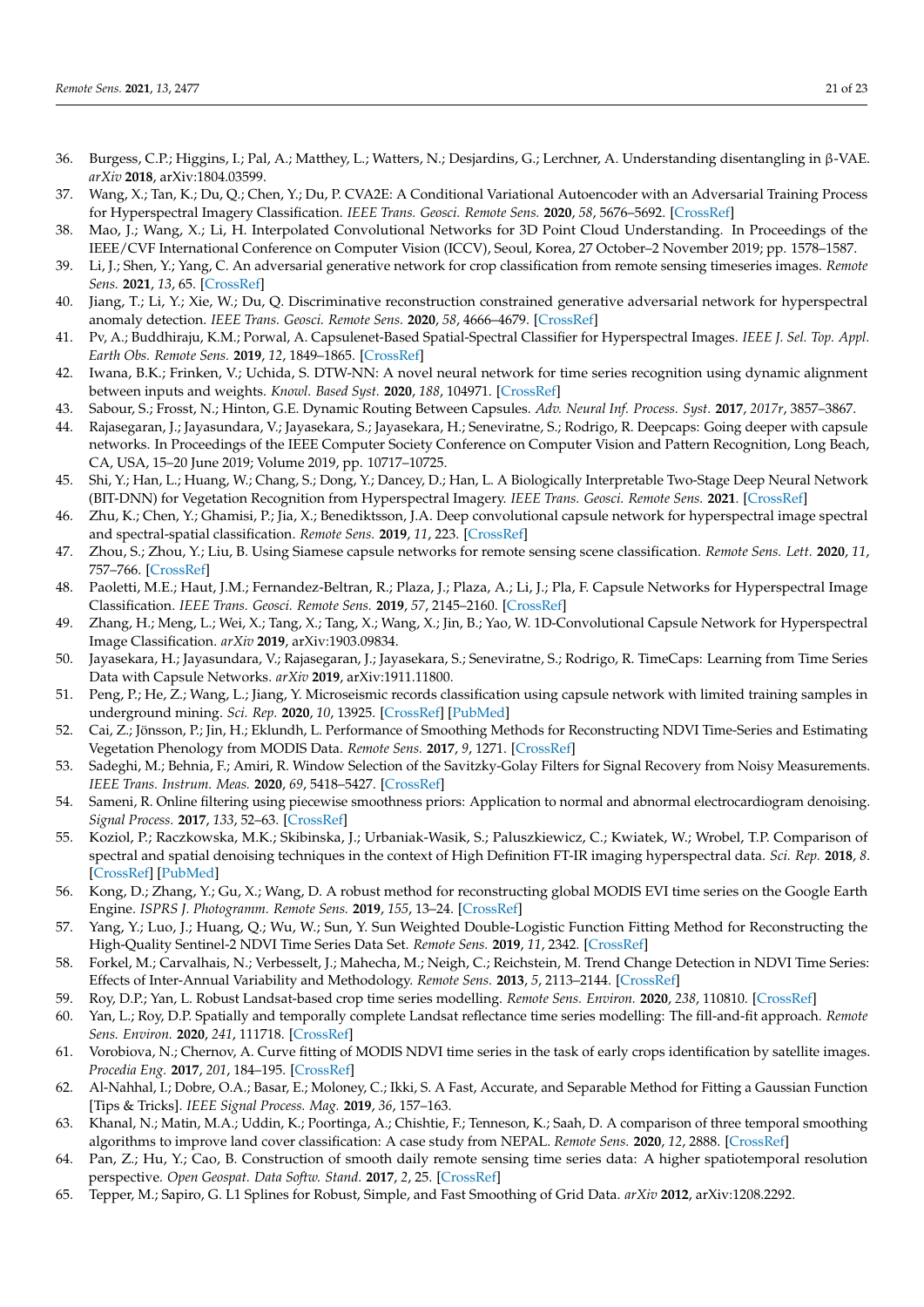36. Burgess, C.P.; Higgins, I.; Pal, A.; Matthey, L.; Watters, N.; Desjardins, G.; Lerchner, A. Understanding disentangling in β-VAE. *arXiv* **2018**, arXiv:1804.03599.
37. Wang, X.; Tan, K.; Du, Q.; Chen, Y.; Du, P. CVA2E: A Conditional Variational Autoencoder with an Adversarial Training Process for Hyperspectral Imagery Classification. *IEEE Trans. Geosci. Remote Sens.* **2020**, *58*, 5676–5692. [CrossRef]
38. Mao, J.; Wang, X.; Li, H. Interpolated Convolutional Networks for 3D Point Cloud Understanding. In Proceedings of the IEEE/CVF International Conference on Computer Vision (ICCV), Seoul, Korea, 27 October–2 November 2019; pp. 1578–1587.
39. Li, J.; Shen, Y.; Yang, C. An adversarial generative network for crop classification from remote sensing timeseries images. *Remote Sens.* **2021**, *13*, 65. [CrossRef]
40. Jiang, T.; Li, Y.; Xie, W.; Du, Q. Discriminative reconstruction constrained generative adversarial network for hyperspectral anomaly detection. *IEEE Trans. Geosci. Remote Sens.* **2020**, *58*, 4666–4679. [CrossRef]
41. Pv, A.; Buddhiraju, K.M.; Porwal, A. Capsulenet-Based Spatial-Spectral Classifier for Hyperspectral Images. *IEEE J. Sel. Top. Appl. Earth Obs. Remote Sens.* **2019**, *12*, 1849–1865. [CrossRef]
42. Iwana, B.K.; Frinken, V.; Uchida, S. DTW-NN: A novel neural network for time series recognition using dynamic alignment between inputs and weights. *Knowl. Based Syst.* **2020**, *188*, 104971. [CrossRef]
43. Sabour, S.; Frosst, N.; Hinton, G.E. Dynamic Routing Between Capsules. *Adv. Neural Inf. Process. Syst.* **2017**, *2017r*, 3857–3867.
44. Rajasegaran, J.; Jayasundara, V.; Jayasekara, S.; Jayasekara, H.; Seneviratne, S.; Rodrigo, R. Deepcaps: Going deeper with capsule networks. In Proceedings of the IEEE Computer Society Conference on Computer Vision and Pattern Recognition, Long Beach, CA, USA, 15–20 June 2019; Volume 2019, pp. 10717–10725.
45. Shi, Y.; Han, L.; Huang, W.; Chang, S.; Dong, Y.; Dancey, D.; Han, L. A Biologically Interpretable Two-Stage Deep Neural Network (BIT-DNN) for Vegetation Recognition from Hyperspectral Imagery. *IEEE Trans. Geosci. Remote Sens.* **2021**. [CrossRef]
46. Zhu, K.; Chen, Y.; Ghamisi, P.; Jia, X.; Benediktsson, J.A. Deep convolutional capsule network for hyperspectral image spectral and spectral-spatial classification. *Remote Sens.* **2019**, *11*, 223. [CrossRef]
47. Zhou, S.; Zhou, Y.; Liu, B. Using Siamese capsule networks for remote sensing scene classification. *Remote Sens. Lett.* **2020**, *11*, 757–766. [CrossRef]
48. Paoletti, M.E.; Haut, J.M.; Fernandez-Beltran, R.; Plaza, J.; Plaza, A.; Li, J.; Pla, F. Capsule Networks for Hyperspectral Image Classification. *IEEE Trans. Geosci. Remote Sens.* **2019**, *57*, 2145–2160. [CrossRef]
49. Zhang, H.; Meng, L.; Wei, X.; Tang, X.; Tang, X.; Wang, X.; Jin, B.; Yao, W. 1D-Convolutional Capsule Network for Hyperspectral Image Classification. *arXiv* **2019**, arXiv:1903.09834.
50. Jayasekara, H.; Jayasundara, V.; Rajasegaran, J.; Jayasekara, S.; Seneviratne, S.; Rodrigo, R. TimeCaps: Learning from Time Series Data with Capsule Networks. *arXiv* **2019**, arXiv:1911.11800.
51. Peng, P.; He, Z.; Wang, L.; Jiang, Y. Microseismic records classification using capsule network with limited training samples in underground mining. *Sci. Rep.* **2020**, *10*, 13925. [CrossRef] [PubMed]
52. Cai, Z.; Jönsson, P.; Jin, H.; Eklundh, L. Performance of Smoothing Methods for Reconstructing NDVI Time-Series and Estimating Vegetation Phenology from MODIS Data. *Remote Sens.* **2017**, *9*, 1271. [CrossRef]
53. Sadeghi, M.; Behnia, F.; Amiri, R. Window Selection of the Savitzky-Golay Filters for Signal Recovery from Noisy Measurements. *IEEE Trans. Instrum. Meas.* **2020**, *69*, 5418–5427. [CrossRef]
54. Sameni, R. Online filtering using piecewise smoothness priors: Application to normal and abnormal electrocardiogram denoising. *Signal Process.* **2017**, *133*, 52–63. [CrossRef]
55. Koziol, P.; Raczkowska, M.K.; Skibinska, J.; Urbaniak-Wasik, S.; Paluszkiewicz, C.; Kwiatek, W.; Wrobel, T.P. Comparison of spectral and spatial denoising techniques in the context of High Definition FT-IR imaging hyperspectral data. *Sci. Rep.* **2018**, *8*. [CrossRef] [PubMed]
56. Kong, D.; Zhang, Y.; Gu, X.; Wang, D. A robust method for reconstructing global MODIS EVI time series on the Google Earth Engine. *ISPRS J. Photogramm. Remote Sens.* **2019**, *155*, 13–24. [CrossRef]
57. Yang, Y.; Luo, J.; Huang, Q.; Wu, W.; Sun, Y. Sun Weighted Double-Logistic Function Fitting Method for Reconstructing the High-Quality Sentinel-2 NDVI Time Series Data Set. *Remote Sens.* **2019**, *11*, 2342. [CrossRef]
58. Forkel, M.; Carvalhais, N.; Verbesselt, J.; Mahecha, M.; Neigh, C.; Reichstein, M. Trend Change Detection in NDVI Time Series: Effects of Inter-Annual Variability and Methodology. *Remote Sens.* **2013**, *5*, 2113–2144. [CrossRef]
59. Roy, D.P.; Yan, L. Robust Landsat-based crop time series modelling. *Remote Sens. Environ.* **2020**, *238*, 110810. [CrossRef]
60. Yan, L.; Roy, D.P. Spatially and temporally complete Landsat reflectance time series modelling: The fill-and-fit approach. *Remote Sens. Environ.* **2020**, *241*, 111718. [CrossRef]
61. Vorobiova, N.; Chernov, A. Curve fitting of MODIS NDVI time series in the task of early crops identification by satellite images. *Procedia Eng.* **2017**, *201*, 184–195. [CrossRef]
62. Al-Nahhal, I.; Dobre, O.A.; Basar, E.; Moloney, C.; Ikki, S. A Fast, Accurate, and Separable Method for Fitting a Gaussian Function [Tips & Tricks]. *IEEE Signal Process. Mag.* **2019**, *36*, 157–163.
63. Khanal, N.; Matin, M.A.; Uddin, K.; Poortinga, A.; Chishtie, F.; Tenneson, K.; Saah, D. A comparison of three temporal smoothing algorithms to improve land cover classification: A case study from NEPAL. *Remote Sens.* **2020**, *12*, 2888. [CrossRef]
64. Pan, Z.; Hu, Y.; Cao, B. Construction of smooth daily remote sensing time series data: A higher spatiotemporal resolution perspective. *Open Geospat. Data Softw. Stand.* **2017**, *2*, 25. [CrossRef]
65. Tepper, M.; Sapiro, G. L1 Splines for Robust, Simple, and Fast Smoothing of Grid Data. *arXiv* **2012**, arXiv:1208.2292.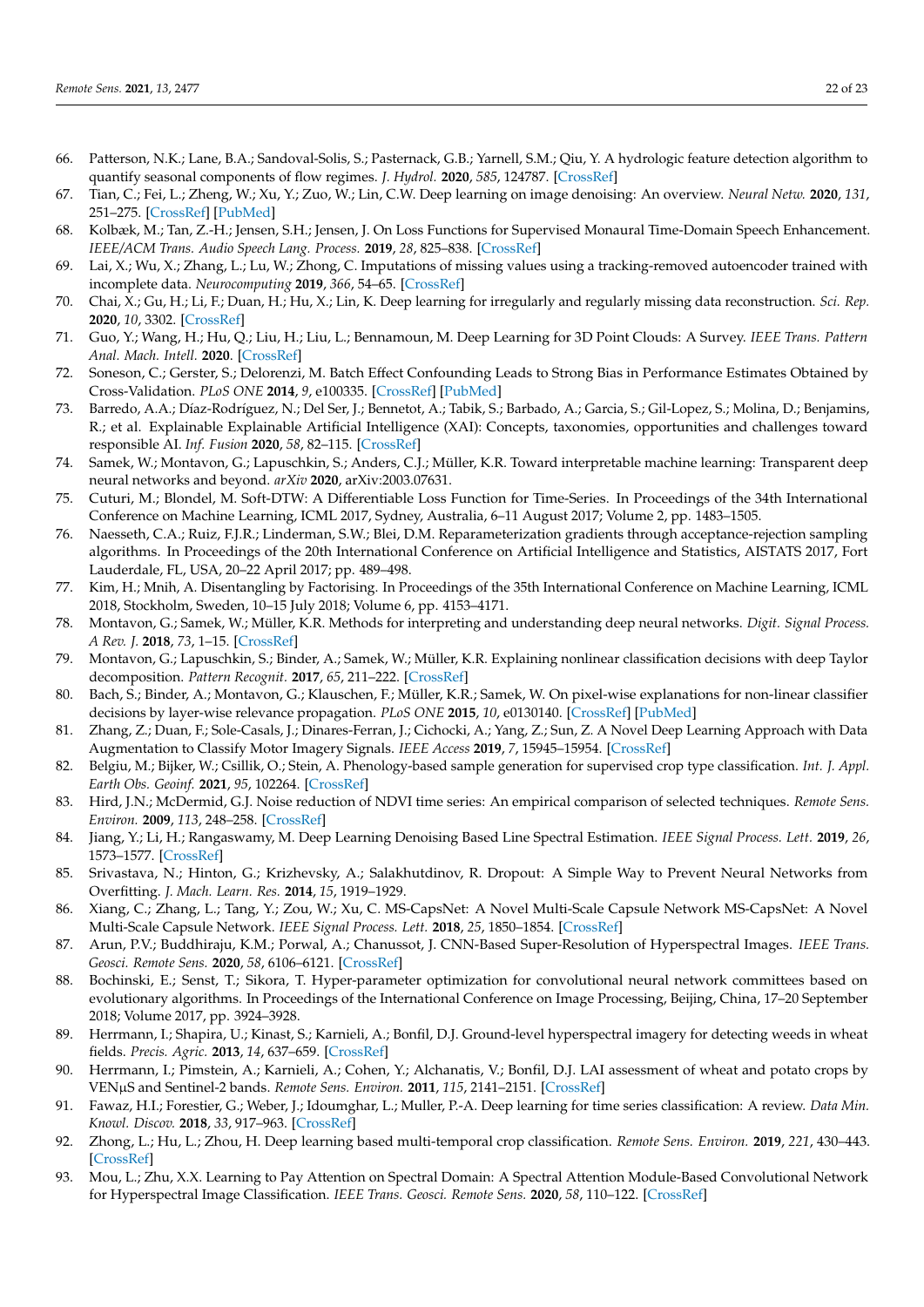66. Patterson, N.K.; Lane, B.A.; Sandoval-Solis, S.; Pasternack, G.B.; Yarnell, S.M.; Qiu, Y. A hydrologic feature detection algorithm to quantify seasonal components of flow regimes. *J. Hydrol.* **2020**, *585*, 124787. [CrossRef]
67. Tian, C.; Fei, L.; Zheng, W.; Xu, Y.; Zuo, W.; Lin, C.W. Deep learning on image denoising: An overview. *Neural Netw.* **2020**, *131*, 251–275. [CrossRef] [PubMed]
68. Kolbæk, M.; Tan, Z.-H.; Jensen, S.H.; Jensen, J. On Loss Functions for Supervised Monaural Time-Domain Speech Enhancement. *IEEE/ACM Trans. Audio Speech Lang. Process.* **2019**, *28*, 825–838. [CrossRef]
69. Lai, X.; Wu, X.; Zhang, L.; Lu, W.; Zhong, C. Imputations of missing values using a tracking-removed autoencoder trained with incomplete data. *Neurocomputing* **2019**, *366*, 54–65. [CrossRef]
70. Chai, X.; Gu, H.; Li, F.; Duan, H.; Hu, X.; Lin, K. Deep learning for irregularly and regularly missing data reconstruction. *Sci. Rep.* **2020**, *10*, 3302. [CrossRef]
71. Guo, Y.; Wang, H.; Hu, Q.; Liu, H.; Liu, L.; Bennamoun, M. Deep Learning for 3D Point Clouds: A Survey. *IEEE Trans. Pattern Anal. Mach. Intell.* **2020**. [CrossRef]
72. Soneson, C.; Gerster, S.; Delorenzi, M. Batch Effect Confounding Leads to Strong Bias in Performance Estimates Obtained by Cross-Validation. *PLoS ONE* **2014**, *9*, e100335. [CrossRef] [PubMed]
73. Barredo, A.A.; Díaz-Rodríguez, N.; Del Ser, J.; Bennetot, A.; Tabik, S.; Barbado, A.; Garcia, S.; Gil-Lopez, S.; Molina, D.; Benjamins, R.; et al. Explainable Explainable Artificial Intelligence (XAI): Concepts, taxonomies, opportunities and challenges toward responsible AI. *Inf. Fusion* **2020**, *58*, 82–115. [CrossRef]
74. Samek, W.; Montavon, G.; Lapuschkin, S.; Anders, C.J.; Müller, K.R. Toward interpretable machine learning: Transparent deep neural networks and beyond. *arXiv* **2020**, arXiv:2003.07631.
75. Cuturi, M.; Blondel, M. Soft-DTW: A Differentiable Loss Function for Time-Series. In Proceedings of the 34th International Conference on Machine Learning, ICML 2017, Sydney, Australia, 6–11 August 2017; Volume 2, pp. 1483–1505.
76. Naesseth, C.A.; Ruiz, F.J.R.; Linderman, S.W.; Blei, D.M. Reparameterization gradients through acceptance-rejection sampling algorithms. In Proceedings of the 20th International Conference on Artificial Intelligence and Statistics, AISTATS 2017, Fort Lauderdale, FL, USA, 20–22 April 2017; pp. 489–498.
77. Kim, H.; Mnih, A. Disentangling by Factorising. In Proceedings of the 35th International Conference on Machine Learning, ICML 2018, Stockholm, Sweden, 10–15 July 2018; Volume 6, pp. 4153–4171.
78. Montavon, G.; Samek, W.; Müller, K.R. Methods for interpreting and understanding deep neural networks. *Digit. Signal Process. A Rev. J.* **2018**, *73*, 1–15. [CrossRef]
79. Montavon, G.; Lapuschkin, S.; Binder, A.; Samek, W.; Müller, K.R. Explaining nonlinear classification decisions with deep Taylor decomposition. *Pattern Recognit.* **2017**, *65*, 211–222. [CrossRef]
80. Bach, S.; Binder, A.; Montavon, G.; Klauschen, F.; Müller, K.R.; Samek, W. On pixel-wise explanations for non-linear classifier decisions by layer-wise relevance propagation. *PLoS ONE* **2015**, *10*, e0130140. [CrossRef] [PubMed]
81. Zhang, Z.; Duan, F.; Sole-Casals, J.; Dinares-Ferran, J.; Cichocki, A.; Yang, Z.; Sun, Z. A Novel Deep Learning Approach with Data Augmentation to Classify Motor Imagery Signals. *IEEE Access* **2019**, *7*, 15945–15954. [CrossRef]
82. Belgiu, M.; Bijker, W.; Csillik, O.; Stein, A. Phenology-based sample generation for supervised crop type classification. *Int. J. Appl. Earth Obs. Geoinf.* **2021**, *95*, 102264. [CrossRef]
83. Hird, J.N.; McDermid, G.J. Noise reduction of NDVI time series: An empirical comparison of selected techniques. *Remote Sens. Environ.* **2009**, *113*, 248–258. [CrossRef]
84. Jiang, Y.; Li, H.; Rangaswamy, M. Deep Learning Denoising Based Line Spectral Estimation. *IEEE Signal Process. Lett.* **2019**, *26*, 1573–1577. [CrossRef]
85. Srivastava, N.; Hinton, G.; Krizhevsky, A.; Salakhutdinov, R. Dropout: A Simple Way to Prevent Neural Networks from Overfitting. *J. Mach. Learn. Res.* **2014**, *15*, 1919–1929.
86. Xiang, C.; Zhang, L.; Tang, Y.; Zou, W.; Xu, C. MS-CapsNet: A Novel Multi-Scale Capsule Network MS-CapsNet: A Novel Multi-Scale Capsule Network. *IEEE Signal Process. Lett.* **2018**, *25*, 1850–1854. [CrossRef]
87. Arun, P.V.; Buddhiraju, K.M.; Porwal, A.; Chanussot, J. CNN-Based Super-Resolution of Hyperspectral Images. *IEEE Trans. Geosci. Remote Sens.* **2020**, *58*, 6106–6121. [CrossRef]
88. Bochinski, E.; Senst, T.; Sikora, T. Hyper-parameter optimization for convolutional neural network committees based on evolutionary algorithms. In Proceedings of the International Conference on Image Processing, Beijing, China, 17–20 September 2018; Volume 2017, pp. 3924–3928.
89. Herrmann, I.; Shapira, U.; Kinast, S.; Karnieli, A.; Bonfil, D.J. Ground-level hyperspectral imagery for detecting weeds in wheat fields. *Precis. Agric.* **2013**, *14*, 637–659. [CrossRef]
90. Herrmann, I.; Pimstein, A.; Karnieli, A.; Cohen, Y.; Alchanatis, V.; Bonfil, D.J. LAI assessment of wheat and potato crops by VENμS and Sentinel-2 bands. *Remote Sens. Environ.* **2011**, *115*, 2141–2151. [CrossRef]
91. Fawaz, H.I.; Forestier, G.; Weber, J.; Idoumghar, L.; Muller, P.-A. Deep learning for time series classification: A review. *Data Min. Knowl. Discov.* **2018**, *33*, 917–963. [CrossRef]
92. Zhong, L.; Hu, L.; Zhou, H. Deep learning based multi-temporal crop classification. *Remote Sens. Environ.* **2019**, *221*, 430–443. [CrossRef]
93. Mou, L.; Zhu, X.X. Learning to Pay Attention on Spectral Domain: A Spectral Attention Module-Based Convolutional Network for Hyperspectral Image Classification. *IEEE Trans. Geosci. Remote Sens.* **2020**, *58*, 110–122. [CrossRef]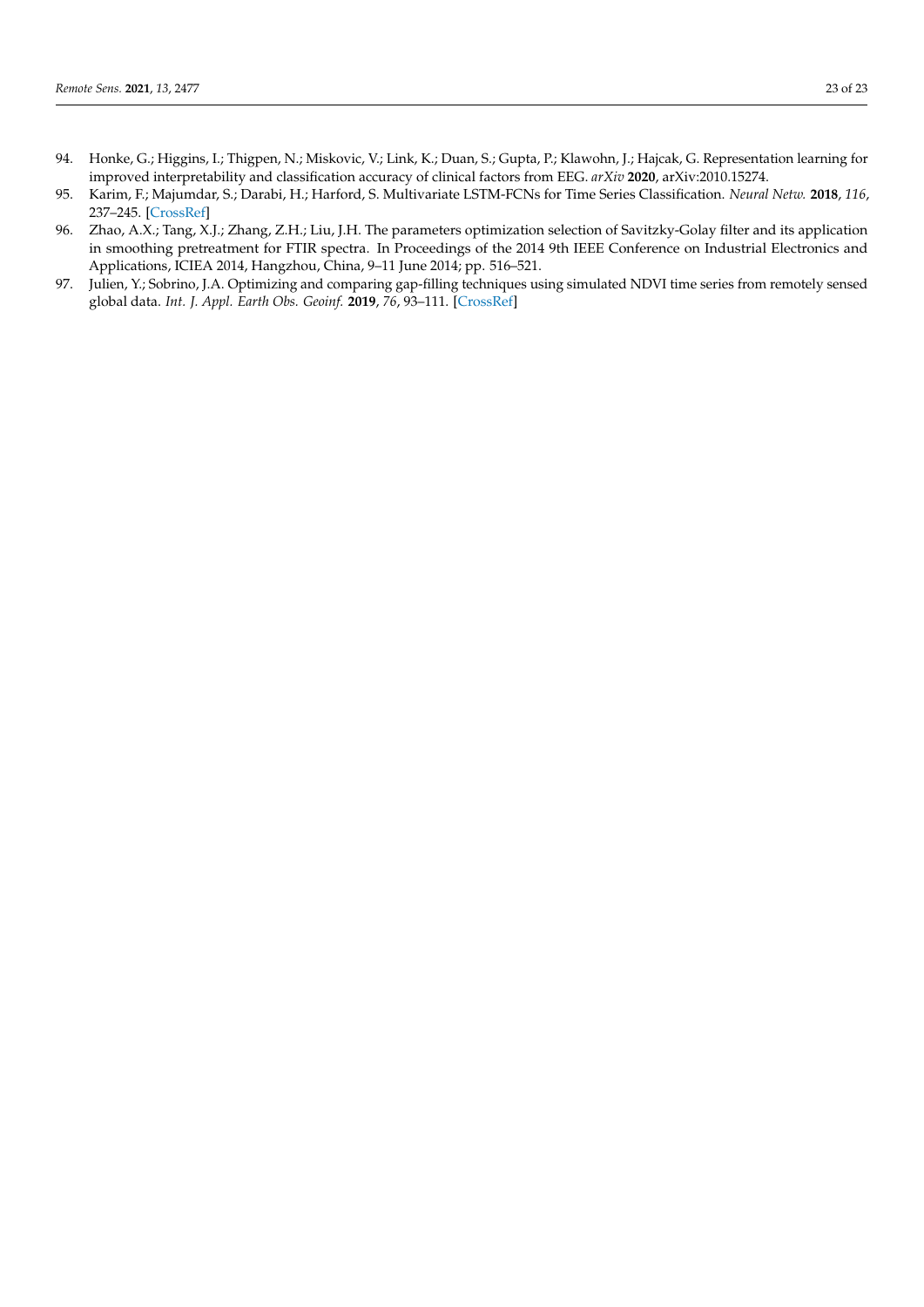94. Honke, G.; Higgins, I.; Thigpen, N.; Miskovic, V.; Link, K.; Duan, S.; Gupta, P.; Klawohn, J.; Hajcak, G. Representation learning for improved interpretability and classification accuracy of clinical factors from EEG. *arXiv* **2020**, arXiv:2010.15274.
95. Karim, F.; Majumdar, S.; Darabi, H.; Harford, S. Multivariate LSTM-FCNs for Time Series Classification. *Neural Netw.* **2018**, *116*, 237–245. [CrossRef]
96. Zhao, A.X.; Tang, X.J.; Zhang, Z.H.; Liu, J.H. The parameters optimization selection of Savitzky-Golay filter and its application in smoothing pretreatment for FTIR spectra. In Proceedings of the 2014 9th IEEE Conference on Industrial Electronics and Applications, ICIEA 2014, Hangzhou, China, 9–11 June 2014; pp. 516–521.
97. Julien, Y.; Sobrino, J.A. Optimizing and comparing gap-filling techniques using simulated NDVI time series from remotely sensed global data. *Int. J. Appl. Earth Obs. Geoinf.* **2019**, *76*, 93–111. [CrossRef]